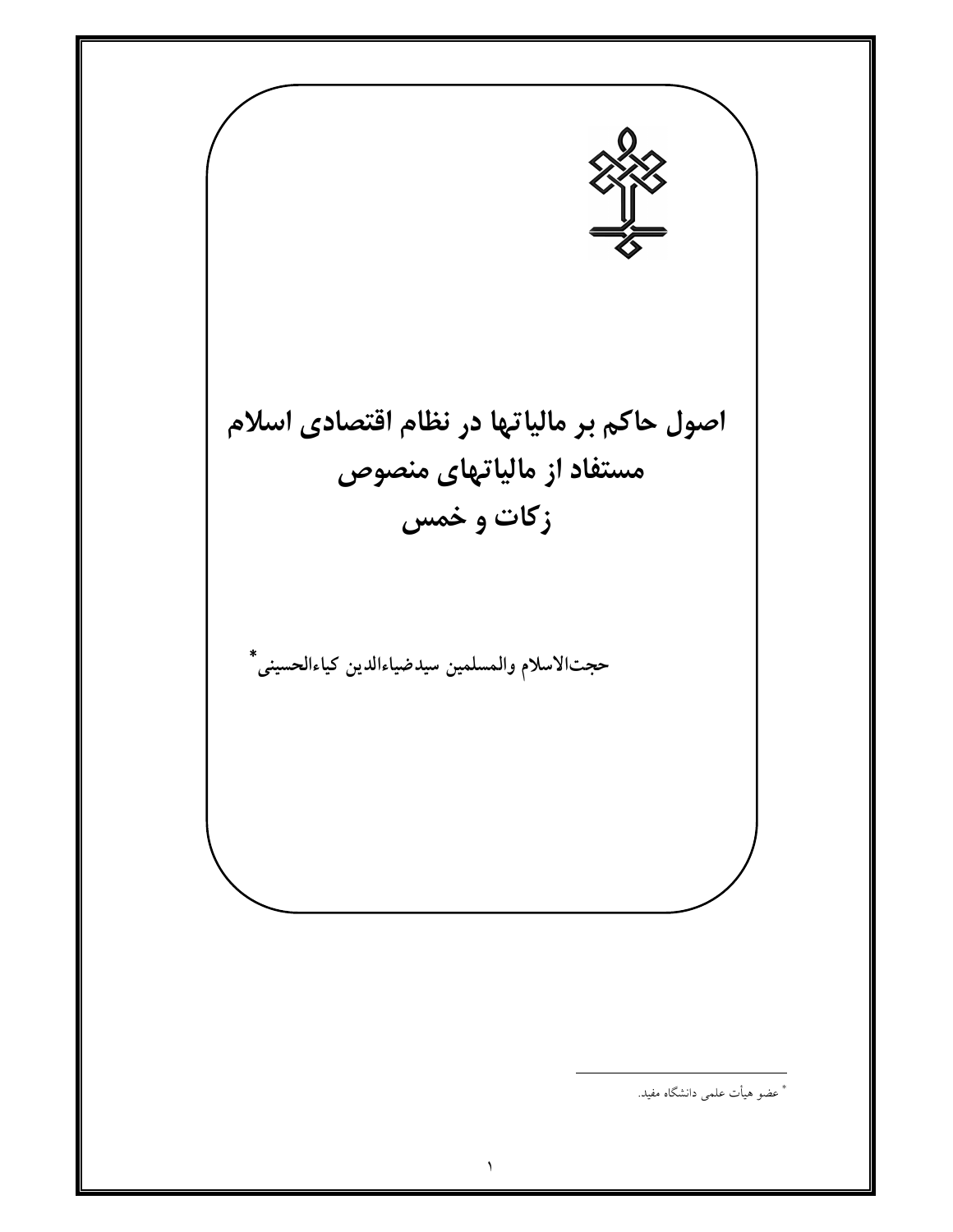# اصول حاکم بر مالیاتها در نظام اقتصادی اسلام
# مستفاد از مالیاتهای منصوص
# زکات و خمس

حجت‌الاسلام والمسلمین سیدضیاءالدین کیاءالحسینی*

* عضو هیأت علمی دانشگاه مفید.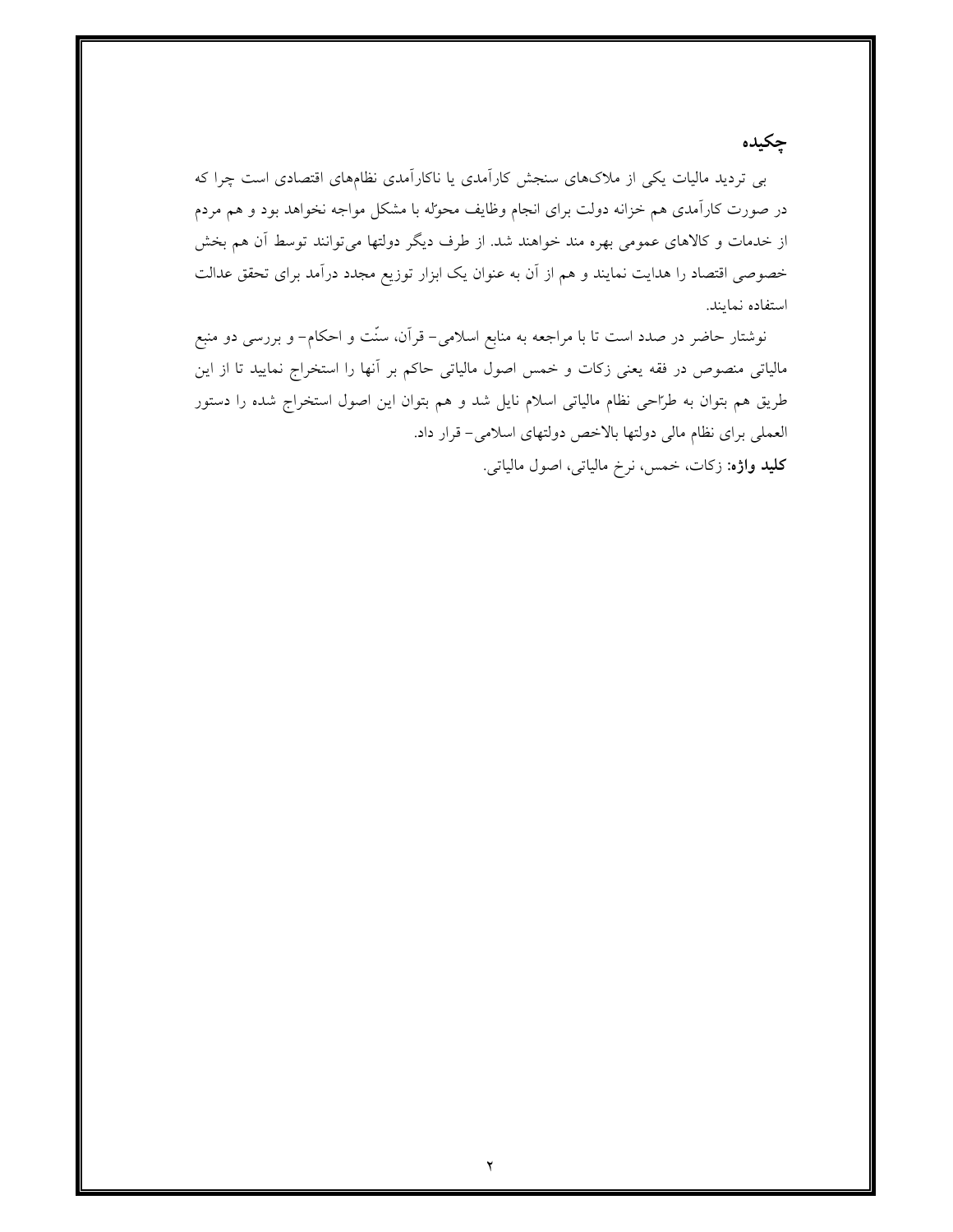## چکیده

بی تردید مالیات یکی از ملاک‌های سنجش کارآمدی یا ناکارآمدی نظام‌های اقتصادی است چرا که در صورت کارآمدی هم خزانه دولت برای انجام وظایف محوّله با مشکل مواجه نخواهد بود و هم مردم از خدمات و کالاهای عمومی بهره مند خواهند شد. از طرف دیگر دولتها می‌توانند توسط آن هم بخش خصوصی اقتصاد را هدایت نمایند و هم از آن به عنوان یک ابزار توزیع مجدد درآمد برای تحقق عدالت استفاده نمایند.

نوشتار حاضر در صدد است تا با مراجعه به منابع اسلامی- قرآن، سنّت و احکام- و بررسی دو منبع مالیاتی منصوص در فقه یعنی زکات و خمس اصول مالیاتی حاکم بر آنها را استخراج نمایید تا از این طریق هم بتوان به طرّاحی نظام مالیاتی اسلام نایل شد و هم بتوان این اصول استخراج شده را دستور العملی برای نظام مالی دولتها بالاخص دولتهای اسلامی- قرار داد.

**کلید واژه:** زکات، خمس، نرخ مالیاتی، اصول مالیاتی.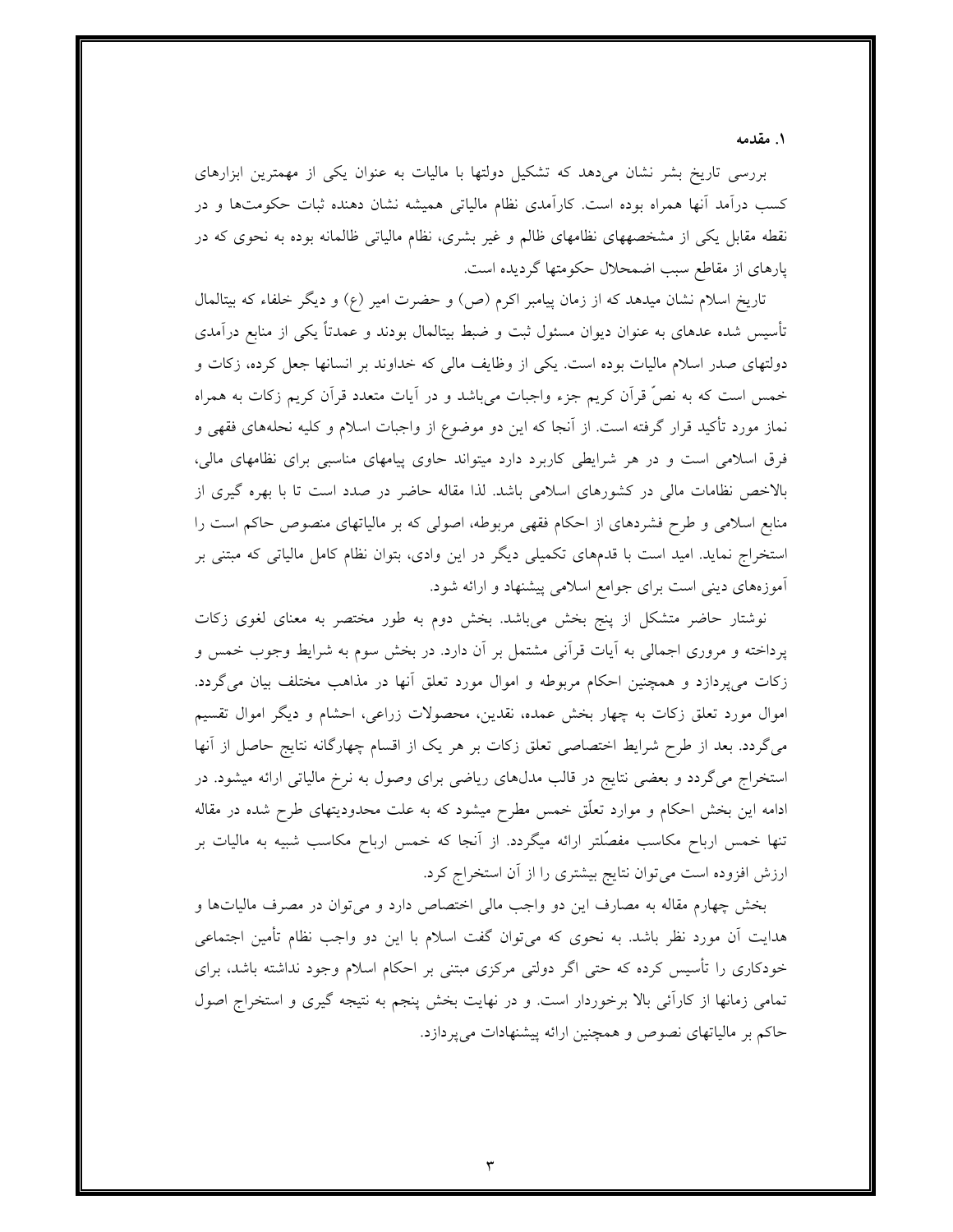## ۱. مقدمه

بررسی تاریخ بشر نشان می‌دهد که تشکیل دولتها با مالیات به عنوان یکی از مهمترین ابزارهای کسب درآمد آنها همراه بوده است. کارآمدی نظام مالیاتی همیشه نشان دهنده ثبات حکومت‌ها و در نقطه مقابل یکی از مشخصههای نظامهای ظالم و غیر بشری، نظام مالیاتی ظالمانه بوده به نحوی که در پاره‌ای از مقاطع سبب اضمحلال حکومتها گردیده است.

تاریخ اسلام نشان میدهد که از زمان پیامبر اکرم (ص) و حضرت امیر (ع) و دیگر خلفاء که بیت‌المال تأسیس شده عده‌ای به عنوان دیوان مسئول ثبت و ضبط بیت‌المال بودند و عمدتاً یکی از منابع درآمدی دولتهای صدر اسلام مالیات بوده است. یکی از وظایف مالی که خداوند بر انسانها جعل کرده، زکات و خمس است که به نصّ قرآن کریم جزء واجبات می‌باشد و در آیات متعدد قرآن کریم زکات به همراه نماز مورد تأکید قرار گرفته است. از آنجا که این دو موضوع از واجبات اسلام و کلیه نحله‌های فقهی و فرق اسلامی است و در هر شرایطی کاربرد دارد میتواند حاوی پیامهای مناسبی برای نظامهای مالی، بالاخص نظامات مالی در کشورهای اسلامی باشد. لذا مقاله حاضر در صدد است تا با بهره گیری از منابع اسلامی و طرح فشرده‌ای از احکام فقهی مربوطه، اصولی که بر مالیاتهای منصوص حاکم است را استخراج نماید. امید است با قدم‌های تکمیلی دیگر در این وادی، بتوان نظام کامل مالیاتی که مبتنی بر آموزه‌های دینی است برای جوامع اسلامی پیشنهاد و ارائه شود.

نوشتار حاضر متشکل از پنج بخش می‌باشد. بخش دوم به طور مختصر به معنای لغوی زکات پرداخته و مروری اجمالی به آیات قرآنی مشتمل بر آن دارد. در بخش سوم به شرایط وجوب خمس و زکات می‌پردازد و همچنین احکام مربوطه و اموال مورد تعلق آنها در مذاهب مختلف بیان می‌گردد. اموال مورد تعلق زکات به چهار بخش عمده، نقدین، محصولات زراعی، احشام و دیگر اموال تقسیم می‌گردد. بعد از طرح شرایط اختصاصی تعلق زکات بر هر یک از اقسام چهارگانه نتایج حاصل از آنها استخراج می‌گردد و بعضی نتایج در قالب مدل‌های ریاضی برای وصول به نرخ مالیاتی ارائه میشود. در ادامه این بخش احکام و موارد تعلّق خمس مطرح میشود که به علت محدودیتهای طرح شده در مقاله تنها خمس ارباح مکاسب مفصّلتر ارائه میگردد. از آنجا که خمس ارباح مکاسب شبیه به مالیات بر ارزش افزوده است می‌توان نتایج بیشتری را از آن استخراج کرد.

بخش چهارم مقاله به مصارف این دو واجب مالی اختصاص دارد و می‌توان در مصرف مالیات‌ها و هدایت آن مورد نظر باشد. به نحوی که می‌توان گفت اسلام با این دو واجب نظام تأمین اجتماعی خودکاری را تأسیس کرده که حتی اگر دولتی مرکزی مبتنی بر احکام اسلام وجود نداشته باشد، برای تمامی زمانها از کارآئی بالا برخوردار است. و در نهایت بخش پنجم به نتیجه گیری و استخراج اصول حاکم بر مالیاتهای نصوص و همچنین ارائه پیشنهادات می‌پردازد.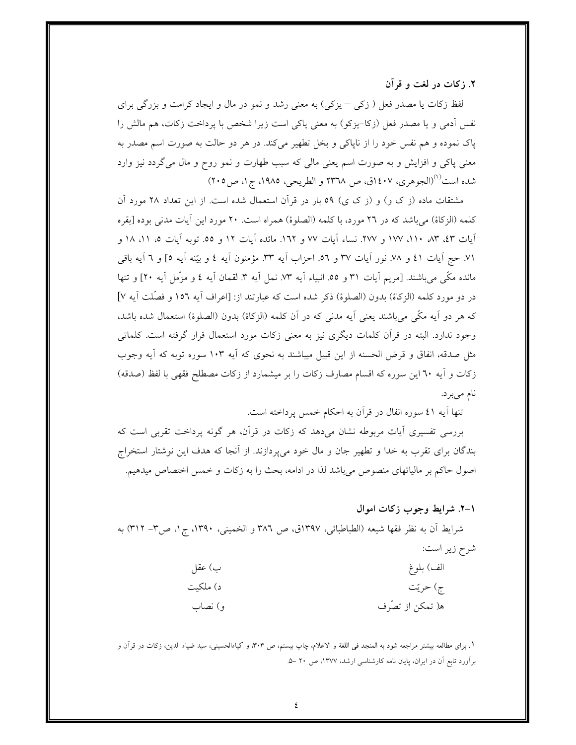## ۲. زکات در لغت و قرآن

لفظ زکات یا مصدر فعل ( زکی – یزکی) به معنی رشد و نمو در مال و ایجاد کرامت و بزرگی برای نفس آدمی و یا مصدر فعل (زکا–یزکو) به معنی پاکی است زیرا شخص با پرداخت زکات، هم مالش را پاک نموده و هم نفس خود را از ناپاکی و بخل تطهیر می‌کند. در هر دو حالت به صورت اسم مصدر به معنی پاکی و افزایش و به صورت اسم یعنی مالی که سبب طهارت و نمو روح و مال می‌گردد نیز وارد شده است[۱](الجوهری، ۱٤۰۷ق، ص ۲۳٦۸ و الطریحی، ۱۹۸۵، ج۱، ص۲۰۵)

مشتقات ماده (ز ک و) و (ز ک ی) ۵۹ بار در قرآن استعمال شده است. از این تعداد ۲۸ مورد آن کلمه (الزکاة) می‌باشد که در ۲٦ مورد، با کلمه (الصلوة) همراه است. ۲۰ مورد این آیات مدنی بوده [بقره آیات ٤۳، ۸۳، ۱۱۰، ۱۷۷ و ۲۷۷. نساء آیات ۷۷ و ۱٦۲. مائده آیات ۱۲ و ۵۵. توبه آیات ۵، ۱۱، ۱۸ و ۷۱. حج آیات ٤۱ و ۷۸. نور آیات ۳۷ و ۵٦. احزاب آیه ۳۳. مؤمنون آیه ٤ و بیّنه آیه ۵] و ٦ آیه باقی مانده مکّی می‌باشند. [مریم آیات ۳۱ و ۵۵. انبیاء آیه ۷۳. نمل آیه ۳. لقمان آیه ٤ و مزّمل آیه ۲۰] و تنها در دو مورد کلمه (الزکاة) بدون (الصلوة) ذکر شده است که عبارتند از: [اعراف آیه ۱۵٦ و فصّلت آیه ۷] که هر دو آیه مکّی می‌باشند یعنی آیه مدنی که در آن کلمه (الزکاة) بدون (الصلوة) استعمال شده باشد، وجود ندارد. البته در قرآن کلمات دیگری نیز به معنی زکات مورد استعمال قرار گرفته است. کلماتی مثل صدقه، انفاق و قرض الحسنه از این قبیل میباشند به نحوی که آیه ۱۰۳ سوره توبه که آیه وجوب زکات و آیه ٦۰ این سوره که اقسام مصارف زکات را بر میشمارد از زکات مصطلح فقهی با لفظ (صدقه) نام می‌برد.

تنها آیه ٤۱ سوره انفال در قرآن به احکام خمس پرداخته است.

بررسی تفسیری آیات مربوطه نشان می‌دهد که زکات در قرآن، هر گونه پرداخت تقربی است که بندگان برای تقرب به خدا و تطهیر جان و مال خود می‌پردازند. از آنجا که هدف این نوشتار استخراج اصول حاکم بر مالیاتهای منصوص می‌باشد لذا در ادامه، بحث را به زکات و خمس اختصاص میدهیم.

### ۱-۲. شرایط وجوب زکات اموال

شرایط آن به نظر فقها شیعه (الطباطبائی، ۱۳۹۷ق، ص ۳۸٦ و الخمینی، ۱۳۹۰، ج۱، ص۳– ۳۱۲) به شرح زیر است:

الف) بلوغ
ب) عقل
ج) حریّت
د) ملکیت
هـ) تمکن از تصّرف
و) نصاب

---

[۱]. برای مطالعه بیشتر مراجعه شود به المنجد فی اللغة و الاعلام، چاپ بیستم، ص ۳۰۳، و کیاءالحسینی، سید ضیاء الدین، زکات در قرآن و برآورد تابع آن در ایران، پایان نامه کارشناسی ارشد، ۱۳۷۷، ص ۲۰ –۵.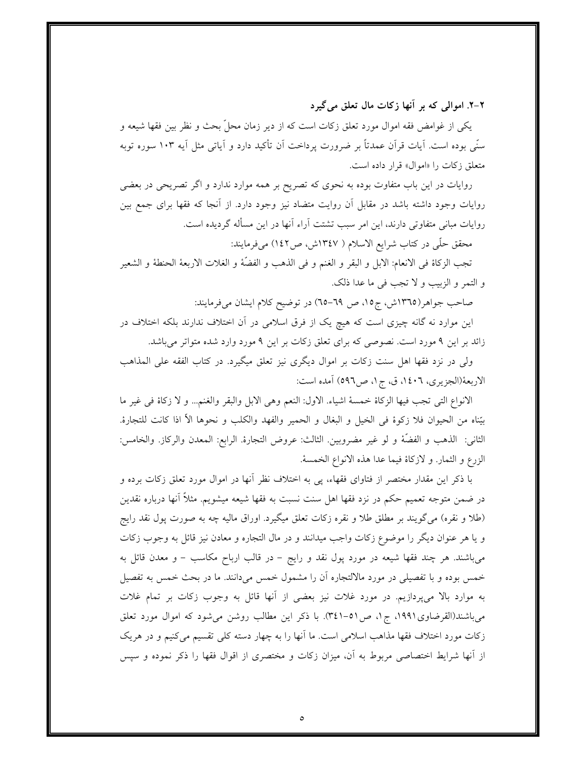### ۲-۲. اموالی که بر آنها زکات مال تعلق می‌گیرد

یکی از غوامض فقه اموال مورد تعلق زکات است که از دیر زمان محلّ بحث و نظر بین فقها شیعه و سنّی بوده است. آیات قرآن عمدتاً بر ضرورت پرداخت آن تأکید دارد و آیاتی مثل آیه ۱۰۳ سوره توبه متعلق زکات را «اموال» قرار داده است.

روایات در این باب متفاوت بوده به نحوی که تصریح بر همه موارد ندارد و اگر تصریحی در بعضی روایات وجود داشته باشد در مقابل آن روایت متضاد نیز وجود دارد. از آنجا که فقها برای جمع بین روایات مبانی متفاوتی دارند، این امر سبب تشتت آراء آنها در این مسأله گردیده است.

محقق حلّی در کتاب شرایع الاسلام ( ۱۳٤۷ش، ص۱٤۲) می‌فرمایند:

تجب الزکاة فی الانعام: الابل و البقر و الغنم و فی الذهب و الفضّة و الغلات الاربعة الحنطة و الشعیر و التمر و الزبیب و لا تجب فی ما عدا ذلک.

صاحب جواهر(۱۳٦۵ش، ج۱۵، ص ٦۹-٦۵) در توضیح کلام ایشان می‌فرمایند:

این موارد نه گانه چیزی است که هیچ یک از فرق اسلامی در آن اختلاف ندارند بلکه اختلاف در زائد بر این ۹ مورد است. نصوصی که برای تعلق زکات بر این ۹ مورد وارد شده متواتر می‌باشد.

ولی در نزد فقها اهل سنت زکات بر اموال دیگری نیز تعلق میگیرد. در کتاب الفقه علی المذاهب الاربعة(الجزیری، ۱٤۰٦، ق، ج۱، ص۵۹٦) آمده است:

الانواع التی تجب فیها الزکاة خمسة اشیاء. الاول: النعم وهی الابل والبقر والغنم... و لا زکاة فی غیر ما بیّناه من الحیوان فلا زکوة فی الخیل و البغال و الحمیر والفهد والکلب و نحوها الأ اذا کانت للتجارة. الثانی: الذهب و الفضّة و لو غیر مضروبین. الثالث: عروض التجارة. الرابع: المعدن والرکاز. والخامس: الزرع و الثمار. و لازکاة فیما عدا هذه الانواع الخمسة.

با ذکر این مقدار مختصر از فتاوای فقهاء، پی به اختلاف نظر آنها در اموال مورد تعلق زکات برده و در ضمن متوجه تعمیم حکم در نزد فقها اهل سنت نسبت به فقها شیعه میشویم. مثلاً آنها درباره نقدین (طلا و نقره) می‌گویند بر مطلق طلا و نقره زکات تعلق میگیرد. اوراق مالیه چه به صورت پول نقد رایج و یا هر عنوان دیگر را موضوع زکات واجب میدانند و در مال التجاره و معادن نیز قائل به وجوب زکات می‌باشند. هر چند فقها شیعه در مورد پول نقد و رایج - در قالب ارباح مکاسب - و معدن قائل به خمس بوده و با تفصیلی در مورد مالالتجاره آن را مشمول خمس می‌دانند. ما در بحث خمس به تفصیل به موارد بالا می‌پردازیم. در مورد غلات نیز بعضی از آنها قائل به وجوب زکات بر تمام غلات می‌باشند(القرضاوی۱۹۹۱، ج۱، ص۵۱-۳٤۱). با ذکر این مطالب روشن می‌شود که اموال مورد تعلق زکات مورد اختلاف فقها مذاهب اسلامی است. ما آنها را به چهار دسته کلی تقسیم می‌کنیم و در هریک از آنها شرایط اختصاصی مربوط به آن، میزان زکات و مختصری از اقوال فقها را ذکر نموده و سپس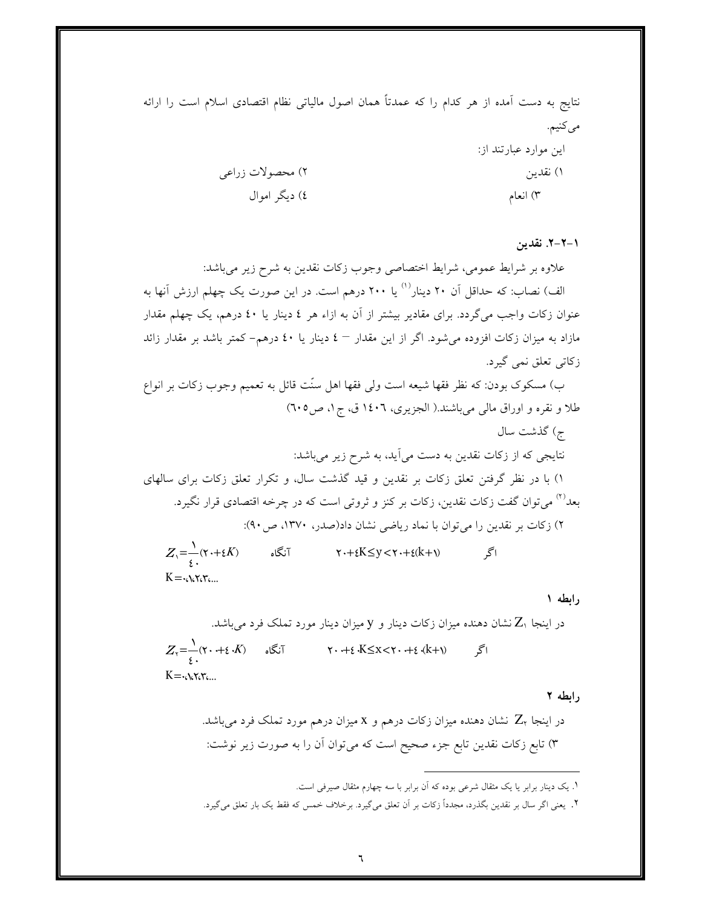نتایج به دست آمده از هر کدام را که عمدتاً همان اصول مالیاتی نظام اقتصادی اسلام است را ارائه می‌کنیم.

این موارد عبارتند از:

۱) نقدین
۲) محصولات زراعی
۳) انعام
٤) دیگر اموال

### ۱-۲-۲. نقدین

علاوه بر شرایط عمومی، شرایط اختصاصی وجوب زکات نقدین به شرح زیر می‌باشد:

الف) نصاب: که حداقل آن ۲۰ دینار[1] یا ۲۰۰ درهم است. در این صورت یک چهلم ارزش آنها به عنوان زکات واجب می‌گردد. برای مقادیر بیشتر از آن به ازاء هر ٤ دینار یا ٤۰ درهم، یک چهلم مقدار مازاد به میزان زکات افزوده می‌شود. اگر از این مقدار – ٤ دینار یا ٤۰ درهم- کمتر باشد بر مقدار زائد زکاتی تعلق نمی گیرد.

ب) مسکوک بودن: که نظر فقها شیعه است ولی فقها اهل سنّت قائل به تعمیم وجوب زکات بر انواع طلا و نقره و اوراق مالی می‌باشند.( الجزیری، ١٤٠٦ ق، ج۱، ص٦۰٥)

ج) گذشت سال

نتایجی که از زکات نقدین به دست می‌آید، به شرح زیر می‌باشد:

۱) با در نظر گرفتن تعلق زکات بر نقدین و قید گذشت سال، و تکرار تعلق زکات برای سالهای بعد[2] می‌توان گفت زکات نقدین، زکات بر کنز و ثروتی است که در چرخه اقتصادی قرار نگیرد.

۲) زکات بر نقدین را می‌توان با نماد ریاضی نشان داد(صدر، ۱۳۷۰، ص۹۰):

$$Z_1=\frac{1}{40}(20+4K) \quad \text{آنگاه} \quad 20+4K\leq y<20+4(k+1) \quad \text{اگر}$$

$$K=0,1,2,3,...$$

**رابطه ۱**

در اینجا $Z_1$ نشان دهنده میزان زکات دینار و $y$ میزان دینار مورد تملک فرد می‌باشد.

$$Z_2=\frac{1}{40}(200+40K) \quad \text{آنگاه} \quad 200+40K\leq x<200+40(k+1) \quad \text{اگر}$$

$$K=0,1,2,3,...$$

**رابطه ۲**

در اینجا $Z_2$ نشان دهنده میزان زکات درهم و $x$ میزان درهم مورد تملک فرد می‌باشد.

۳) تابع زکات نقدین تابع جزء صحیح است که می‌توان آن را به صورت زیر نوشت:

---

۱. یک دینار برابر یا یک مثقال شرعی بوده که آن برابر با سه چهارم مثقال صیرفی است.

۲. یعنی اگر سال بر نقدین بگذرد، مجدداً زکات بر آن تعلق می‌گیرد. برخلاف خمس که فقط یک بار تعلق می‌گیرد.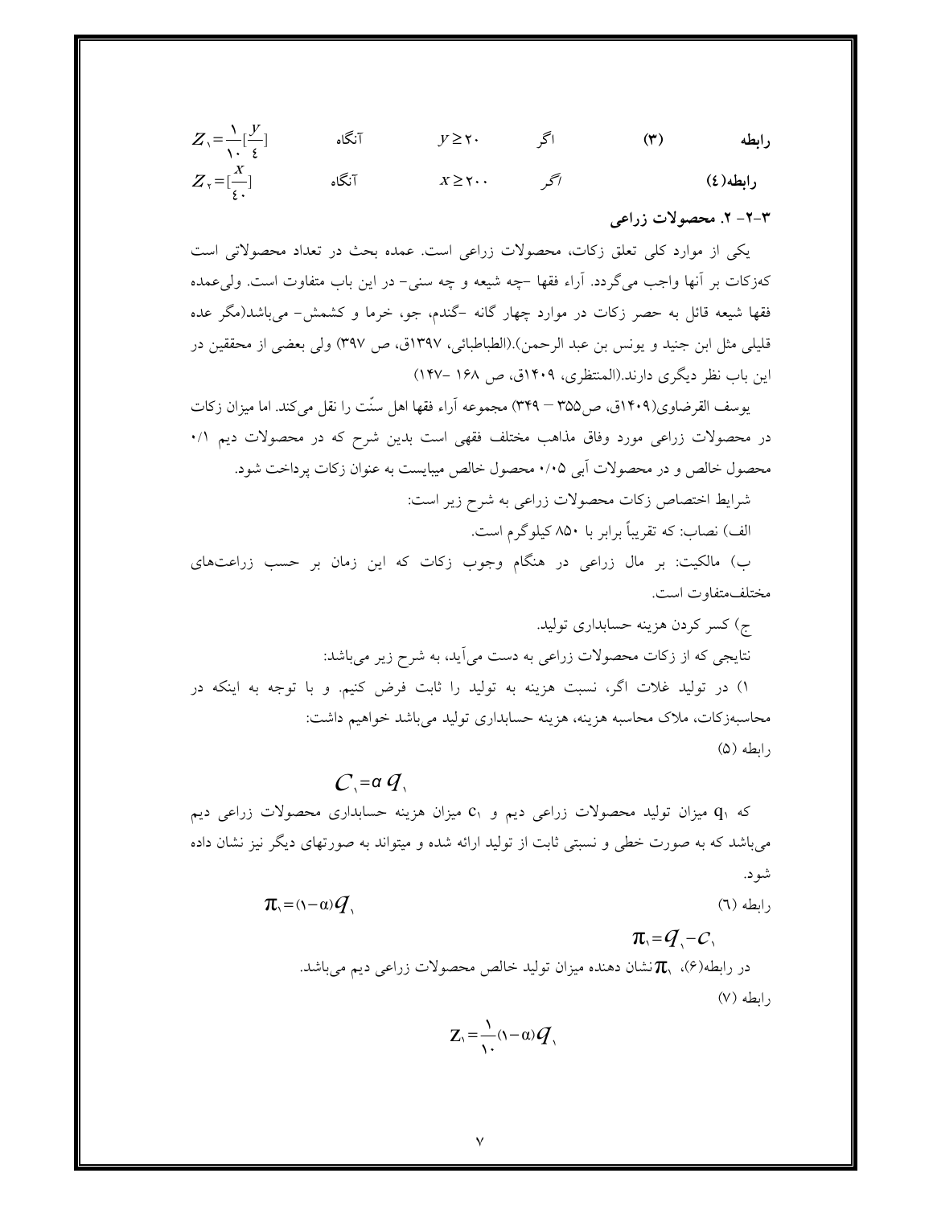رابطه (۳) اگر $y \geq 20$ آنگاه $Z_1 = \frac{1}{10}[\frac{y}{4}]$

رابطه(٤) اگر $x \geq 200$ آنگاه $Z_2 = [\frac{x}{40}]$

### ۳-۲- ۲. محصولات زراعی

یکی از موارد کلی تعلق زکات، محصولات زراعی است. عمده بحث در تعداد محصولاتی است که‌زکات بر آنها واجب می‌گردد. آراء فقها –چه شیعه و چه سنی– در این باب متفاوت است. ولی‌عمده فقها شیعه قائل به حصر زکات در موارد چهار گانه –گندم، جو، خرما و کشمش– می‌باشد(مگر عده قلیلی مثل ابن جنید و یونس بن عبد الرحمن).(الطباطبائی، ۱۳۹۷ق، ص ۳۹۷) ولی بعضی از محققین در این باب نظر دیگری دارند.(المنتظری، ۱۴۰۹ق، ص ۱۶۸ –۱۴۷)

یوسف القرضاوی(۱۴۰۹ق، ص۳۵۵ – ۳۴۹) مجموعه آراء فقها اهل سنّت را نقل می‌کند. اما میزان زکات در محصولات زراعی مورد وفاق مذاهب مختلف فقهی است بدین شرح که در محصولات دیم ۰/۱ محصول خالص و در محصولات آبی ۰/۰۵ محصول خالص میبایست به عنوان زکات پرداخت شود.

شرایط اختصاص زکات محصولات زراعی به شرح زیر است:

الف) نصاب: که تقریباً برابر با ۸۵۰ کیلوگرم است.

ب) مالکیت: بر مال زراعی در هنگام وجوب زکات که این زمان بر حسب زراعت‌های مختلف‌متفاوت است.

ج) کسر کردن هزینه حسابداری تولید.

نتایجی که از زکات محصولات زراعی به دست می‌آید، به شرح زیر می‌باشد:

۱) در تولید غلات اگر، نسبت هزینه به تولید را ثابت فرض کنیم. و با توجه به اینکه در محاسبه‌زکات، ملاک محاسبه هزینه، هزینه حسابداری تولید می‌باشد خواهیم داشت:

رابطه (۵)

$$C_1 = \alpha\, q_1$$

که $q_1$ میزان تولید محصولات زراعی دیم و $c_1$ میزان هزینه حسابداری محصولات زراعی دیم می‌باشد که به صورت خطی و نسبتی ثابت از تولید ارائه شده و میتواند به صورتهای دیگر نیز نشان داده شود.

رابطه (٦)

$$\pi_1 = (1-\alpha) q_1$$

$$\pi_1 = q_1 - c_1$$

در رابطه(۶)، $\pi_1$ نشان دهنده میزان تولید خالص محصولات زراعی دیم می‌باشد.

رابطه (۷)

$$Z_1 = \frac{1}{10}(1-\alpha) q_1$$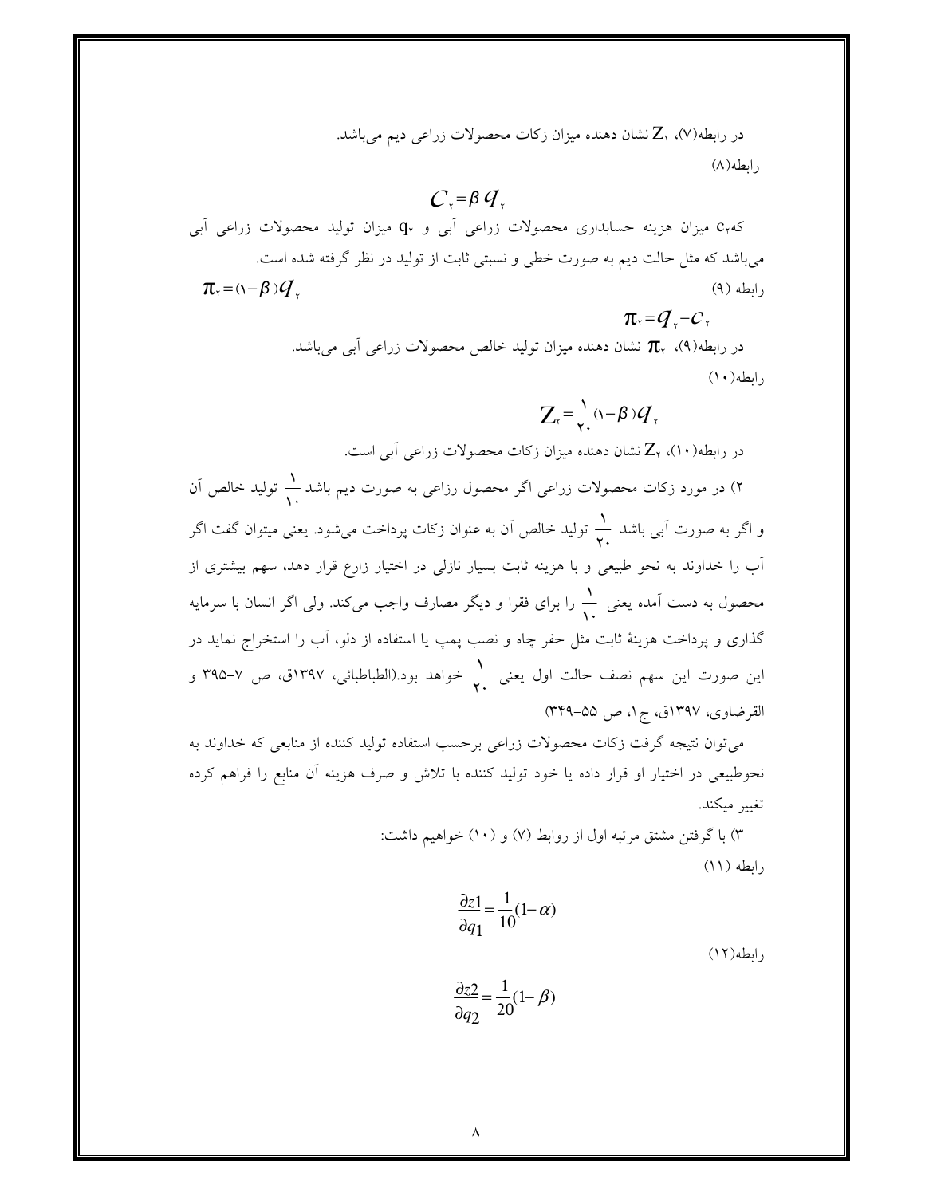در رابطه(۷)، $Z_1$ نشان دهنده میزان زکات محصولات زراعی دیم می‌باشد.

رابطه(۸)

$$C_2 = \beta q_2$$

که $c_2$ میزان هزینه حسابداری محصولات زراعی آبی و $q_2$ میزان تولید محصولات زراعی آبی می‌باشد که مثل حالت دیم به صورت خطی و نسبتی ثابت از تولید در نظر گرفته شده است.

رابطه (۹)

$$\pi_2 = (1-\beta) q_2$$

$$\pi_2 = q_2 - c_2$$

در رابطه(۹)، $\pi_2$ نشان دهنده میزان تولید خالص محصولات زراعی آبی می‌باشد.

رابطه(۱۰)

$$Z_2 = \frac{1}{20}(1-\beta) q_2$$

در رابطه(۱۰)، $Z_2$ نشان دهنده میزان زکات محصولات زراعی آبی است.

۲) در مورد زکات محصولات زراعی اگر محصول رزاعی به صورت دیم باشد $\frac{1}{10}$ تولید خالص آن و اگر به صورت آبی باشد $\frac{1}{20}$ تولید خالص آن به عنوان زکات پرداخت می‌شود. یعنی میتوان گفت اگر آب را خداوند به نحو طبیعی و با هزینه ثابت بسیار نازلی در اختیار زارع قرار دهد، سهم بیشتری از محصول به دست آمده یعنی $\frac{1}{10}$ را برای فقرا و دیگر مصارف واجب می‌کند. ولی اگر انسان با سرمایه گذاری و پرداخت هزینهٔ ثابت مثل حفر چاه و نصب پمپ یا استفاده از دلو، آب را استخراج نماید در این صورت این سهم نصف حالت اول یعنی $\frac{1}{20}$ خواهد بود.(الطباطبائی، ۱۳۹۷ق، ص ۷-۳۹۵ و القرضاوی، ۱۳۹۷ق، ج۱، ص ۵۵-۳۴۹)

می‌توان نتیجه گرفت زکات محصولات زراعی برحسب استفاده تولید کننده از منابعی که خداوند به نحوطبیعی در اختیار او قرار داده یا خود تولید کننده با تلاش و صرف هزینه آن منابع را فراهم کرده تغییر میکند.

۳) با گرفتن مشتق مرتبه اول از روابط (۷) و (۱۰) خواهیم داشت:

رابطه (۱۱)

$$\frac{\partial z1}{\partial q_1} = \frac{1}{10}(1-\alpha)$$

رابطه(۱۲)

$$\frac{\partial z2}{\partial q_2} = \frac{1}{20}(1-\beta)$$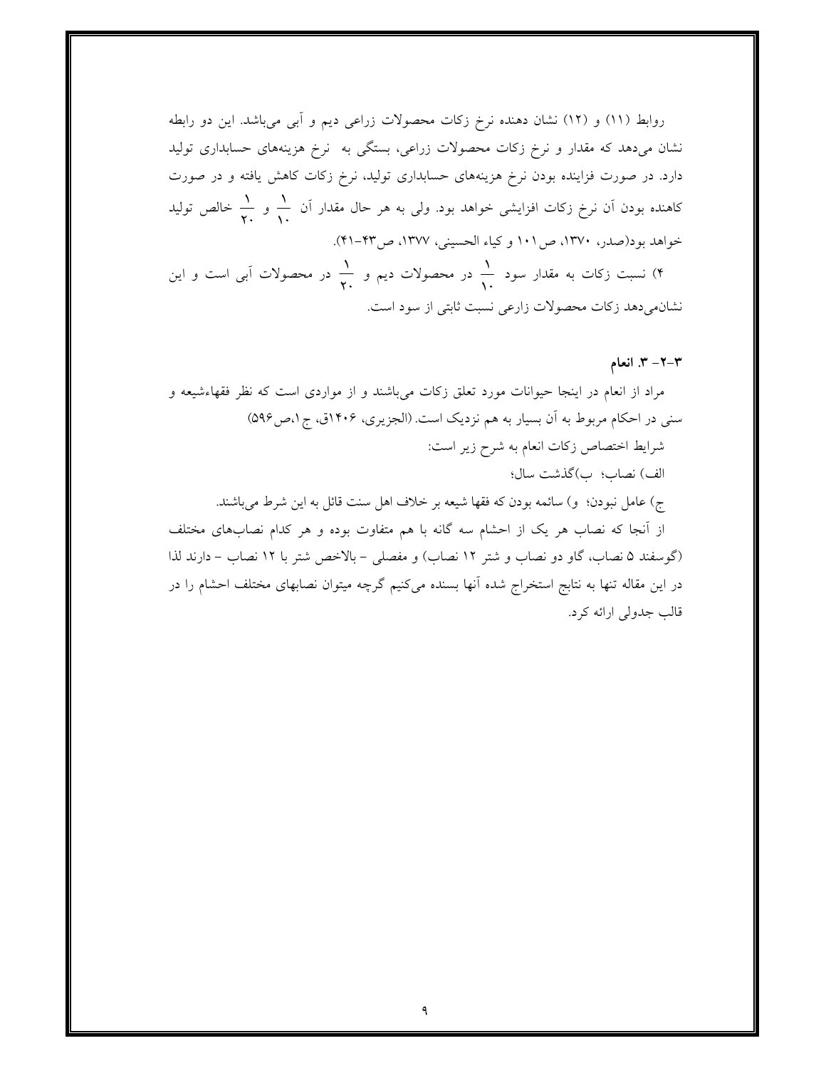روابط (۱۱) و (۱۲) نشان دهنده نرخ زکات محصولات زراعی دیم و آبی می‌باشد. این دو رابطه نشان می‌دهد که مقدار و نرخ زکات محصولات زراعی، بستگی به نرخ هزینه‌های حسابداری تولید دارد. در صورت فزاینده بودن نرخ هزینه‌های حسابداری تولید، نرخ زکات کاهش یافته و در صورت کاهنده بودن آن نرخ زکات افزایشی خواهد بود. ولی به هر حال مقدار آن $\frac{1}{10}$ و $\frac{1}{20}$ خالص تولید خواهد بود(صدر، ۱۳۷۰، ص۱۰۱ و کیاء الحسینی، ۱۳۷۷، ص۴۳-۴۱).

۴) نسبت زکات به مقدار سود $\frac{1}{10}$ در محصولات دیم و $\frac{1}{20}$ در محصولات آبی است و این نشان‌می‌دهد زکات محصولات زارعی نسبت ثابتی از سود است.

### ۳-۲- ۳. انعام

مراد از انعام در اینجا حیوانات مورد تعلق زکات می‌باشند و از مواردی است که نظر فقهاءشیعه و سنی در احکام مربوط به آن بسیار به هم نزدیک است. (الجزیری، ۱۴۰۶ق، ج۱،ص۵۹۶)

شرایط اختصاص زکات انعام به شرح زیر است:

الف) نصاب؛ ب)گذشت سال؛

ج) عامل نبودن؛ و) سائمه بودن که فقها شیعه بر خلاف اهل سنت قائل به این شرط می‌باشند.

از آنجا که نصاب هر یک از احشام سه گانه با هم متفاوت بوده و هر کدام نصاب‌های مختلف (گوسفند ۵ نصاب، گاو دو نصاب و شتر ۱۲ نصاب) و مفصلی - بالاخص شتر با ۱۲ نصاب - دارند لذا در این مقاله تنها به نتایج استخراج شده آنها بسنده می‌کنیم گرچه میتوان نصابهای مختلف احشام را در قالب جدولی ارائه کرد.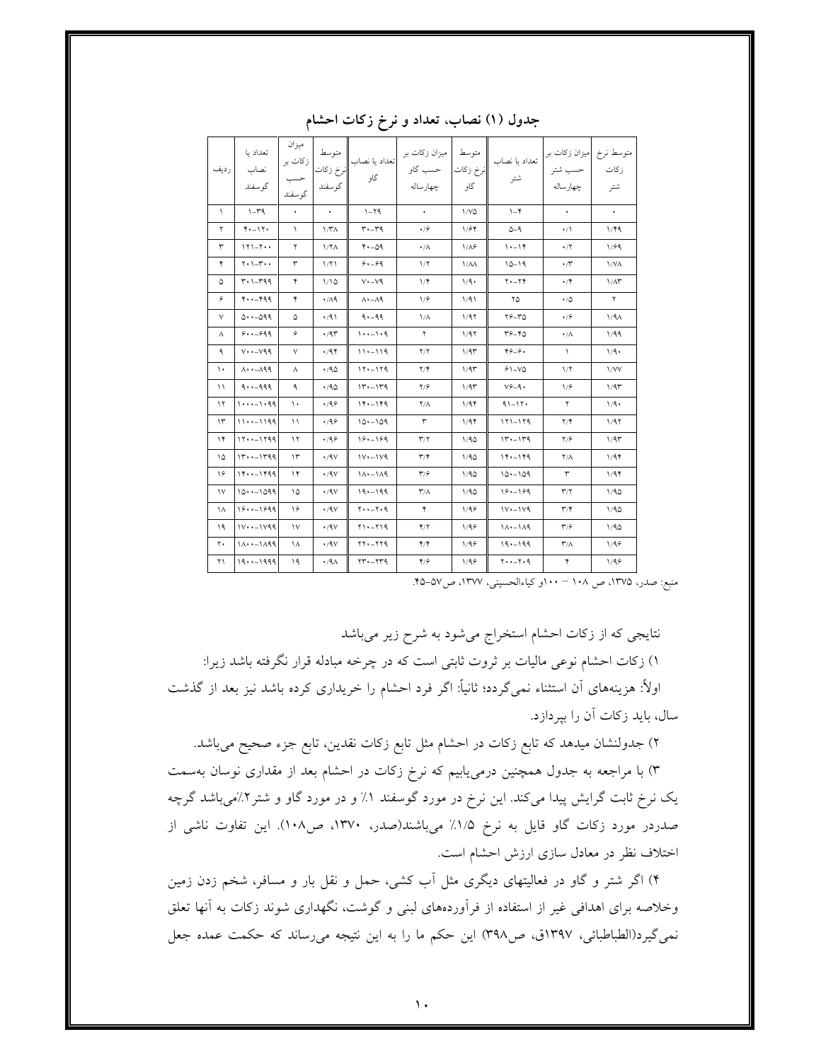## جدول (۱) نصاب، تعداد و نرخ زکات احشام

| ردیف | تعداد یا نصاب گوسفند | میزان زکات بر حسب گوسفند | متوسط نرخ زکات گوسفند | تعداد یا نصاب گاو | میزان زکات بر حسب گاو چهارساله | متوسط نرخ زکات گاو | تعداد یا نصاب شتر | میزان زکات بر حسب شتر چهارساله | متوسط نرخ زکات شتر |
|---|---|---|---|---|---|---|---|---|---|
| ۱ | ۱–۳۹ | ۰ | ۰ | ۱–۲۹ | ۰ | ۱/۷۵ | ۱–۴ | ۰ | ۰ |
| ۲ | ۴۰–۱۲۰ | ۱ | ۱/۳۸ | ۳۰–۳۹ | ۰/۶ | ۱/۶۴ | ۵–۹ | ۰/۱ | ۱/۴۹ |
| ۳ | ۱۲۱–۲۰۰ | ۲ | ۱/۲۸ | ۴۰–۵۹ | ۰/۸ | ۱/۸۶ | ۱۰–۱۴ | ۰/۲ | ۱/۶۹ |
| ۴ | ۲۰۱–۳۰۰ | ۳ | ۱/۲۱ | ۶۰–۶۹ | ۱/۲ | ۱/۸۸ | ۱۵–۱۹ | ۰/۳ | ۱/۷۸ |
| ۵ | ۳۰۱–۳۹۹ | ۴ | ۱/۱۵ | ۷۰–۷۹ | ۱/۴ | ۱/۹۰ | ۲۰–۲۴ | ۰/۴ | ۱/۸۳ |
| ۶ | ۴۰۰–۴۹۹ | ۴ | ۰/۸۹ | ۸۰–۸۹ | ۱/۶ | ۱/۹۱ | ۲۵ | ۰/۵ | ۲ |
| ۷ | ۵۰۰–۵۹۹ | ۵ | ۰/۹۱ | ۹۰–۹۹ | ۱/۸ | ۱/۹۲ | ۲۶–۳۵ | ۰/۶ | ۱/۹۸ |
| ۸ | ۶۰۰–۶۹۹ | ۶ | ۰/۹۳ | ۱۰۰–۱۰۹ | ۲ | ۱/۹۲ | ۳۶–۴۵ | ۰/۸ | ۱/۹۹ |
| ۹ | ۷۰۰–۷۹۹ | ۷ | ۰/۹۴ | ۱۱۰–۱۱۹ | ۲/۲ | ۱/۹۳ | ۴۶–۶۰ | ۱ | ۱/۹۰ |
| ۱۰ | ۸۰۰–۸۹۹ | ۸ | ۰/۹۵ | ۱۲۰–۱۲۹ | ۲/۴ | ۱/۹۳ | ۶۱–۷۵ | ۱/۲ | ۱/۷۷ |
| ۱۱ | ۹۰۰–۹۹۹ | ۹ | ۰/۹۵ | ۱۳۰–۱۳۹ | ۲/۶ | ۱/۹۳ | ۷۶–۹۰ | ۱/۶ | ۱/۹۳ |
| ۱۲ | ۱۰۰۰–۱۰۹۹ | ۱۰ | ۰/۹۶ | ۱۴۰–۱۴۹ | ۲/۸ | ۱/۹۴ | ۹۱–۱۲۰ | ۲ | ۱/۹۰ |
| ۱۳ | ۱۱۰۰–۱۱۹۹ | ۱۱ | ۰/۹۶ | ۱۵۰–۱۵۹ | ۳ | ۱/۹۴ | ۱۲۱–۱۲۹ | ۲/۴ | ۱/۹۲ |
| ۱۴ | ۱۲۰۰–۱۲۹۹ | ۱۲ | ۰/۹۶ | ۱۶۰–۱۶۹ | ۳/۲ | ۱/۹۵ | ۱۳۰–۱۳۹ | ۲/۶ | ۱/۹۳ |
| ۱۵ | ۱۳۰۰–۱۳۹۹ | ۱۳ | ۰/۹۷ | ۱۷۰–۱۷۹ | ۳/۴ | ۱/۹۵ | ۱۴۰–۱۴۹ | ۲/۸ | ۱/۹۴ |
| ۱۶ | ۱۴۰۰–۱۴۹۹ | ۱۴ | ۰/۹۷ | ۱۸۰–۱۸۹ | ۳/۶ | ۱/۹۵ | ۱۵۰–۱۵۹ | ۳ | ۱/۹۴ |
| ۱۷ | ۱۵۰۰–۱۵۹۹ | ۱۵ | ۰/۹۷ | ۱۹۰–۱۹۹ | ۳/۸ | ۱/۹۵ | ۱۶۰–۱۶۹ | ۳/۲ | ۱/۹۵ |
| ۱۸ | ۱۶۰۰–۱۶۹۹ | ۱۶ | ۰/۹۷ | ۲۰۰–۲۰۹ | ۴ | ۱/۹۶ | ۱۷۰–۱۷۹ | ۳/۴ | ۱/۹۵ |
| ۱۹ | ۱۷۰۰–۱۷۹۹ | ۱۷ | ۰/۹۷ | ۲۱۰–۲۱۹ | ۴/۲ | ۱/۹۶ | ۱۸۰–۱۸۹ | ۳/۶ | ۱/۹۵ |
| ۲۰ | ۱۸۰۰–۱۸۹۹ | ۱۸ | ۰/۹۷ | ۲۲۰–۲۲۹ | ۴/۴ | ۱/۹۶ | ۱۹۰–۱۹۹ | ۳/۸ | ۱/۹۶ |
| ۲۱ | ۱۹۰۰–۱۹۹۹ | ۱۹ | ۰/۹۸ | ۲۳۰–۲۳۹ | ۴/۶ | ۱/۹۶ | ۲۰۰–۲۰۹ | ۴ | ۱/۹۶ |

منبع: صدر، ۱۳۷۵، ص ۱۰۸ – ۱۰۰و کیاءالحسینی، ۱۳۷۷، ص۵۷-۴۵.

نتایجی که از زکات احشام استخراج می‌شود به شرح زیر می‌باشد

۱) زکات احشام نوعی مالیات بر ثروت ثابتی است که در چرخه مبادله قرار نگرفته باشد زیرا: اولاً: هزینه‌های آن استثناء نمی‌گردد؛ ثانیاً: اگر فرد احشام را خریداری کرده باشد نیز بعد از گذشت سال، باید زکات آن را بپردازد.

۲) جدولنشان میدهد که تابع زکات در احشام مثل تابع زکات نقدین، تابع جزء صحیح می‌باشد.

۳) با مراجعه به جدول همچنین درمی‌یابیم که نرخ زکات در احشام بعد از مقداری نوسان به‌سمت یک نرخ ثابت گرایش پیدا می‌کند. این نرخ در مورد گوسفند ۱٪ و در مورد گاو و شتر۲٪می‌باشد گرچه صدردر مورد زکات گاو قایل به نرخ ۱/۵٪ می‌باشند(صدر، ۱۳۷۰، ص۱۰۸). این تفاوت ناشی از اختلاف نظر در معادل سازی ارزش احشام است.

۴) اگر شتر و گاو در فعالیتهای دیگری مثل آب کشی، حمل و نقل بار و مسافر، شخم زدن زمین وخلاصه برای اهدافی غیر از استفاده از فرآورده‌های لبنی و گوشت، نگهداری شوند زکات به آنها تعلق نمی‌گیرد(الطباطبائی، ۱۳۹۷ق، ص۳۹۸) این حکم ما را به این نتیجه می‌رساند که حکمت عمده جعل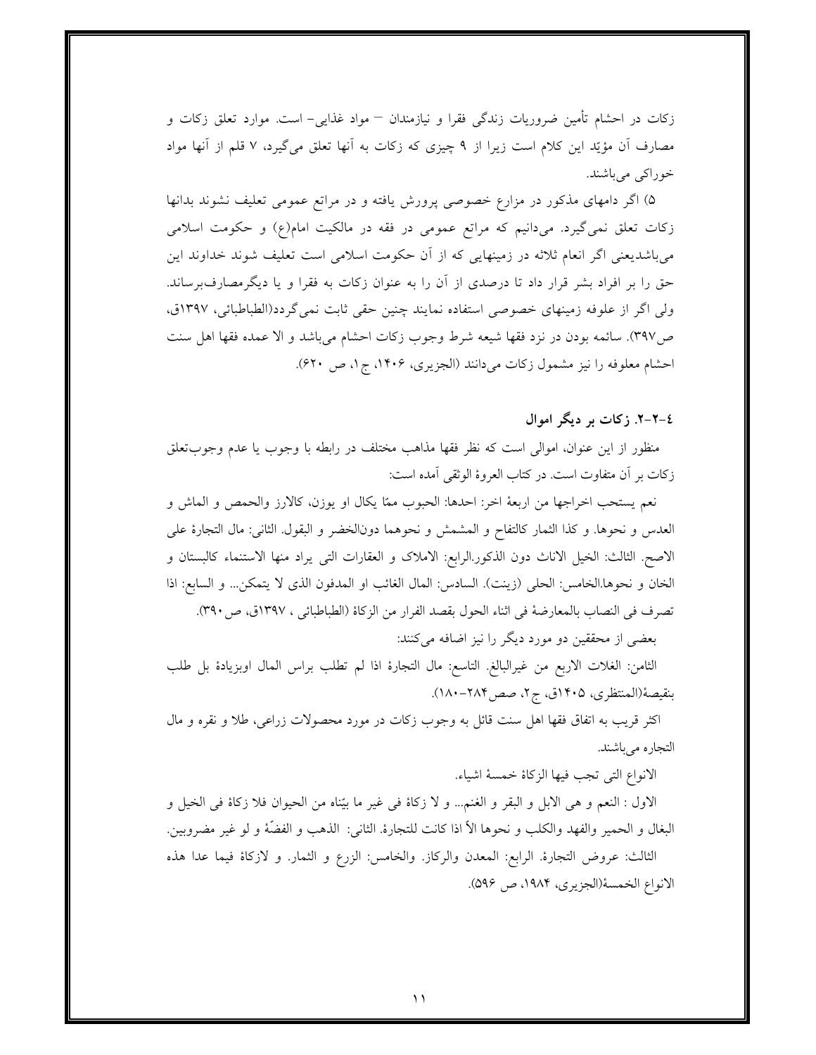زکات در احشام تأمین ضروریات زندگی فقرا و نیازمندان – مواد غذایی- است. موارد تعلق زکات و مصارف آن مؤیّد این کلام است زیرا از ۹ چیزی که زکات به آنها تعلق می‌گیرد، ۷ قلم از آنها مواد خوراکی می‌باشند.

۵) اگر دامهای مذکور در مزارع خصوصی پرورش یافته و در مراتع عمومی تعلیف نشوند بدانها زکات تعلق نمی‌گیرد. می‌دانیم که مراتع عمومی در فقه در مالکیت امام(ع) و حکومت اسلامی می‌باشدیعنی اگر انعام ثلاثه در زمینهایی که از آن حکومت اسلامی است تعلیف شوند خداوند این حق را بر افراد بشر قرار داد تا درصدی از آن را به عنوان زکات به فقرا و یا دیگرمصارف‌برساند. ولی اگر از علوفه زمینهای خصوصی استفاده نمایند چنین حقی ثابت نمی‌گردد(الطباطبائی، ۱۳۹۷ق، ص۳۹۷). سائمه بودن در نزد فقها شیعه شرط وجوب زکات احشام می‌باشد و الا عمده فقها اهل سنت احشام معلوفه را نیز مشمول زکات می‌دانند (الجزیری، ۱۴۰۶، ج۱، ص ۶۲۰).

### ٤-۲-۲. زکات بر دیگر اموال

منظور از این عنوان، اموالی است که نظر فقها مذاهب مختلف در رابطه با وجوب یا عدم وجوب‌تعلق زکات بر آن متفاوت است. در کتاب العروهٔ الوثقی آمده است:

نعم یستحب اخراجها من اربعهٔ اخر: احدها: الحبوب ممّا یکال او یوزن، کالارز والحمص و الماش و العدس و نحوها. و کذا الثمار کالتفاح و المشمش و نحوهما دون‌الخضر و البقول. الثانی: مال التجارهٔ علی الاصح. الثالث: الخیل الاناث دون الذکور.الرابع: الاملاک و العقارات التی یراد منها الاستنماء کالبستان و الخان و نحوها.الخامس: الحلی (زینت). السادس: المال الغائب او المدفون الذی لا یتمکن... و السابع: اذا تصرف فی النصاب بالمعارضهٔ فی اثناء الحول بقصد الفرار من الزکاهٔ (الطباطبائی ، ۱۳۹۷ق، ص۳۹۰).

بعضی از محققین دو مورد دیگر را نیز اضافه می‌کنند:

الثامن: الغلات الاربع من غیرالبالغ. التاسع: مال التجارهٔ اذا لم تطلب براس المال اوبزیادهٔ بل طلب بنقیصهٔ(المنتظری، ۱۴۰۵ق، ج۲، صص۲۸۴-۱۸۰).

اکثر قریب به اتفاق فقها اهل سنت قائل به وجوب زکات در مورد محصولات زراعی، طلا و نقره و مال التجاره می‌باشند.

الانواع التی تجب فیها الزکاهٔ خمسهٔ اشیاء.

الاول : النعم و هی الابل و البقر و الغنم... و لا زکاهٔ فی غیر ما بیّناه من الحیوان فلا زکاهٔ فی الخیل و البغال و الحمیر والفهد والکلب و نحوها الاّ اذا کانت للتجارهٔ. الثانی: الذهب و الفضّهٔ و لو غیر مضروبین. الثالث: عروض التجارهٔ. الرابع: المعدن والرکاز. والخامس: الزرع و الثمار. و لازکاهٔ فیما عدا هذه الانواع الخمسهٔ(الجزیری، ۱۹۸۴، ص ۵۹۶).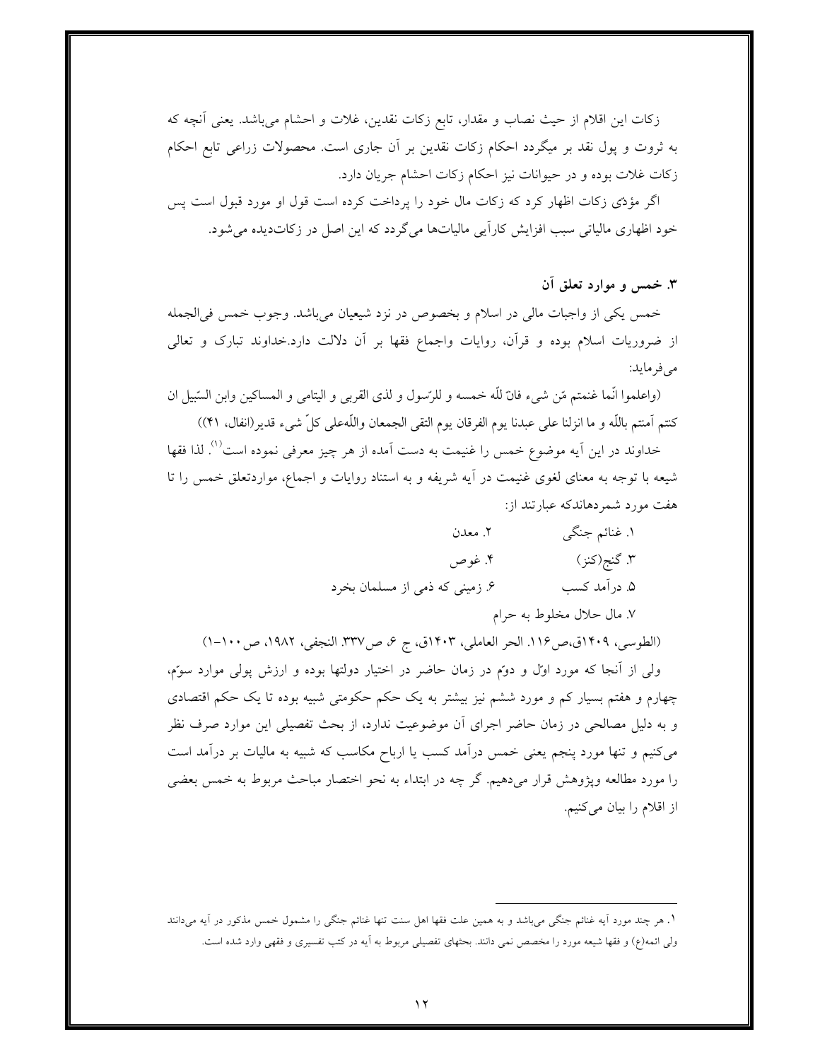زکات این اقلام از حیث نصاب و مقدار، تابع زکات نقدین، غلات و احشام می‌باشد. یعنی آنچه که به ثروت و پول نقد بر میگردد احکام زکات نقدین بر آن جاری است. محصولات زراعی تابع احکام زکات غلات بوده و در حیوانات نیز احکام زکات احشام جریان دارد.

اگر مؤدّی زکات اظهار کرد که زکات مال خود را پرداخت کرده است قول او مورد قبول است پس خود اظهاری مالیاتی سبب افزایش کارآیی مالیات‌ها می‌گردد که این اصل در زکات‌دیده می‌شود.

### ۳. خمس و موارد تعلق آن

خمس یکی از واجبات مالی در اسلام و بخصوص در نزد شیعیان می‌باشد. وجوب خمس فی‌الجمله از ضروریات اسلام بوده و قرآن، روایات واجماع فقها بر آن دلالت دارد.خداوند تبارک و تعالی می‌فرماید:

(واعلموا انّما غنمتم مّن شیء فانّ للّه خمسه و للرّسول و لذی القربی و الیتامی و المساکین وابن السّبیل ان کنتم آمنتم باللّه و ما انزلنا علی عبدنا یوم الفرقان یوم التقی الجمعان واللّه‌علی کلّ شیء قدیر(انفال، ۴۱))

خداوند در این آیه موضوع خمس را غنیمت به دست آمده از هر چیز معرفی نموده است[۱]. لذا فقها شیعه با توجه به معنای لغوی غنیمت در آیه شریفه و به استناد روایات و اجماع، مواردتعلق خمس را تا هفت مورد شمردهاندکه عبارتند از:

۱. غنائم جنگی
۲. معدن
۳. گنج(کنز)
۴. غوص
۵. درآمد کسب
۶. زمینی که ذمی از مسلمان بخرد
۷. مال حلال مخلوط به حرام

(الطوسی، ۱۴۰۹ق،ص۱۱۶. الحر العاملی، ۱۴۰۳ق، ج ۶، ص۳۳۷. النجفی، ۱۹۸۲، ص۱۰۰-۱)

ولی از آنجا که مورد اوّل و دوّم در زمان حاضر در اختیار دولتها بوده و ارزش پولی موارد سوّم، چهارم و هفتم بسیار کم و مورد ششم نیز بیشتر به یک حکم حکومتی شبیه بوده تا یک حکم اقتصادی و به دلیل مصالحی در زمان حاضر اجرای آن موضوعیت ندارد، از بحث تفصیلی این موارد صرف نظر می‌کنیم و تنها مورد پنجم یعنی خمس درآمد کسب یا ارباح مکاسب که شبیه به مالیات بر درآمد است را مورد مطالعه وپژوهش قرار می‌دهیم. گر چه در ابتداء به نحو اختصار مباحث مربوط به خمس بعضی از اقلام را بیان می‌کنیم.

---

[۱]. هر چند مورد آیه غنائم جنگی می‌باشد و به همین علت فقها اهل سنت تنها غنائم جنگی را مشمول خمس مذکور در آیه می‌دانند ولی ائمه(ع) و فقها شیعه مورد را مخصص نمی دانند. بحثهای تفصیلی مربوط به آیه در کتب تفسیری و فقهی وارد شده است.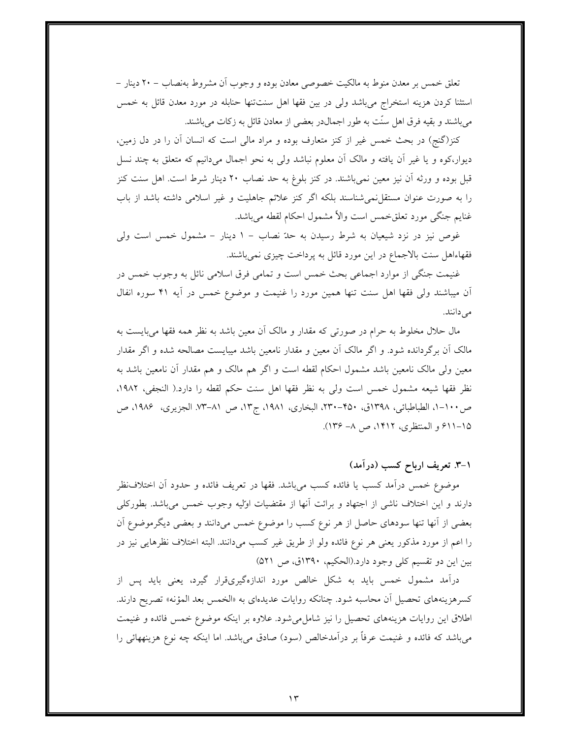تعلق خمس بر معدن منوط به مالکیت خصوصی معادن بوده و وجوب آن مشروط به‌نصاب – ۲۰ دینار – استثنا کردن هزینه استخراج می‌باشد ولی در بین فقها اهل سنت‌تنها حنابله در مورد معدن قائل به خمس می‌باشند و بقیه فرق اهل سنّت به طور اجمال‌در بعضی از معادن قائل به زکات می‌باشند.

کنز(گنج) در بحث خمس غیر از کنز متعارف بوده و مراد مالی است که انسان آن را در دل زمین، دیوار،کوه و یا غیر آن یافته و مالک آن معلوم نباشد ولی به نحو اجمال می‌دانیم که متعلق به چند نسل قبل بوده و ورثه آن نیز معین نمی‌باشند. در کنز بلوغ به حد نصاب ۲۰ دینار شرط است. اهل سنت کنز را به صورت عنوان مستقل‌نمی‌شناسند بلکه اگر کنز علائم جاهلیت و غیر اسلامی داشته باشد از باب غنایم جنگی مورد تعلق‌خمس است والاّ مشمول احکام لقطه می‌باشد.

غوص نیز در نزد شیعیان به شرط رسیدن به حدّ نصاب – ۱ دینار – مشمول خمس است ولی فقهاءاهل سنت بالاجماع در این مورد قائل به پرداخت چیزی نمی‌باشند.

غنیمت جنگی از موارد اجماعی بحث خمس است و تمامی فرق اسلامی نائل به وجوب خمس در آن میباشند ولی فقها اهل سنت تنها همین مورد را غنیمت و موضوع خمس در آیه ۴۱ سوره انفال می‌دانند.

مال حلال مخلوط به حرام در صورتی که مقدار و مالک آن معین باشد به نظر همه فقها می‌بایست به مالک آن برگردانده شود. و اگر مالک آن معین و مقدار نامعین باشد میبایست مصالحه شده و اگر مقدار معین ولی مالک نامعین باشد مشمول احکام لقطه است و اگر هم مالک و هم مقدار آن نامعین باشد به نظر فقها شیعه مشمول خمس است ولی به نظر فقها اهل سنت حکم لقطه را دارد.( النجفی، ۱۹۸۲، ص۱۰۰–۱، الطباطبائی، ۱۳۹۸ق، ۴۵۰–۲۳۰، البخاری، ۱۹۸۱، ج۱۳، ص ۸۱–۷۳. الجزیری، ۱۹۸۶، ص ۱۵–۶۱۱ و المنتظری، ۱۴۱۲، ص ۸– ۱۳۶).

### ۱–۳. تعریف ارباح کسب (درآمد)

موضوع خمس درآمد کسب یا فائده کسب می‌باشد. فقها در تعریف فائده و حدود آن اختلاف‌نظر دارند و این اختلاف ناشی از اجتهاد و برائت آنها از مقتضیات اوّلیه وجوب خمس می‌باشد. بطورکلی بعضی از آنها تنها سودهای حاصل از هر نوع کسب را موضوع خمس می‌دانند و بعضی دیگرموضوع آن را اعم از مورد مذکور یعنی هر نوع فائده ولو از طریق غیر کسب می‌دانند. البته اختلاف نظرهایی نیز در بین این دو تقسیم کلی وجود دارد.(الحکیم، ۱۳۹۰ق، ص ۵۲۱)

درآمد مشمول خمس باید به شکل خالص مورد اندازه‌گیری‌قرار گیرد، یعنی باید پس از کسرهزینه‌های تحصیل آن محاسبه شود. چنانکه روایات عدیده‌ای به «الخمس بعد المؤنه» تصریح دارند. اطلاق این روایات هزینه‌های تحصیل را نیز شامل‌می‌شود. علاوه بر اینکه موضوع خمس فائده و غنیمت می‌باشد که فائده و غنیمت عرفاً بر درآمدخالص (سود) صادق می‌باشد. اما اینکه چه نوع هزینههائی را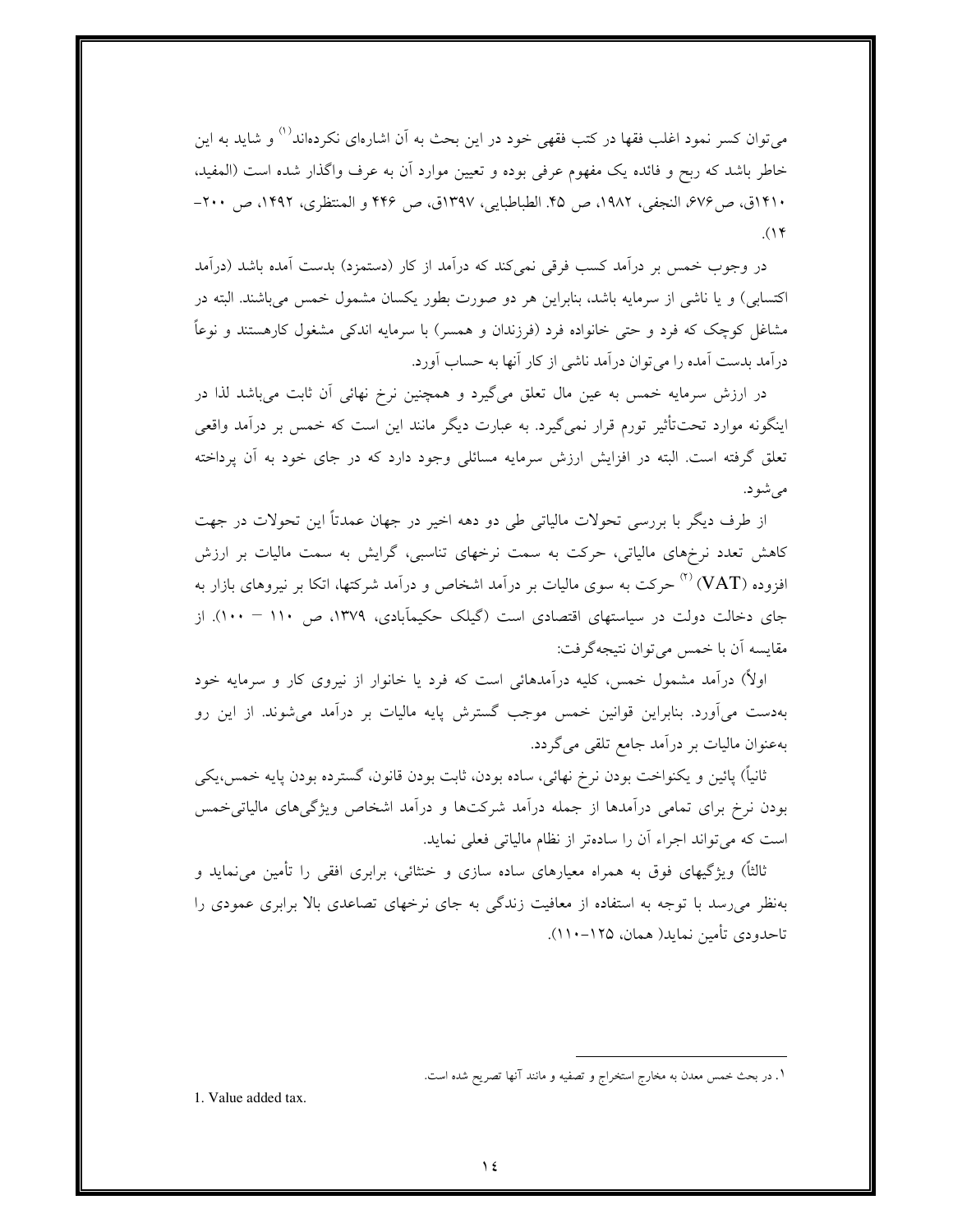می‌توان کسر نمود اغلب فقها در کتب فقهی خود در این بحث به آن اشاره‌ای نکرده‌اند[1] و شاید به این خاطر باشد که ربح و فائده یک مفهوم عرفی بوده و تعیین موارد آن به عرف واگذار شده است (المفید، ۱۴۱۰ق، ص۶۷۶، النجفی، ۱۹۸۲، ص ۴۵. الطباطبایی، ۱۳۹۷ق، ص ۴۴۶ و المنتظری، ۱۴۹۲، ص ۲۰۰-۱۴).

در وجوب خمس بر درآمد کسب فرقی نمی‌کند که درآمد از کار (دستمزد) بدست آمده باشد (درآمد اکتسابی) و یا ناشی از سرمایه باشد، بنابراین هر دو صورت بطور یکسان مشمول خمس می‌باشند. البته در مشاغل کوچک که فرد و حتی خانواده فرد (فرزندان و همسر) با سرمایه اندکی مشغول کارهستند و نوعاً درآمد بدست آمده را می‌توان درآمد ناشی از کار آنها به حساب آورد.

در ارزش سرمایه خمس به عین مال تعلق می‌گیرد و همچنین نرخ نهائی آن ثابت می‌باشد لذا در اینگونه موارد تحت‌تأثیر تورم قرار نمی‌گیرد. به عبارت دیگر مانند این است که خمس بر درآمد واقعی تعلق گرفته است. البته در افزایش ارزش سرمایه مسائلی وجود دارد که در جای خود به آن پرداخته می‌شود.

از طرف دیگر با بررسی تحولات مالیاتی طی دو دهه اخیر در جهان عمدتاً این تحولات در جهت کاهش تعدد نرخ‌های مالیاتی، حرکت به سمت نرخهای تناسبی، گرایش به سمت مالیات بر ارزش افزوده (VAT)[2] حرکت به سوی مالیات بر درآمد اشخاص و درآمد شرکتها، اتکا بر نیروهای بازار به جای دخالت دولت در سیاستهای اقتصادی است (گیلک حکیم‌آبادی، ۱۳۷۹، ص ۱۱۰ - ۱۰۰). از مقایسه آن با خمس می‌توان نتیجه‌گرفت:

اولاً) درآمد مشمول خمس، کلیه درآمدهائی است که فرد یا خانوار از نیروی کار و سرمایه خود به‌دست می‌آورد. بنابراین قوانین خمس موجب گسترش پایه مالیات بر درآمد می‌شوند. از این رو به‌عنوان مالیات بر درآمد جامع تلقی می‌گردد.

ثانیاً) پائین و یکنواخت بودن نرخ نهائی، ساده بودن، ثابت بودن قانون، گسترده بودن پایه خمس،یکی بودن نرخ برای تمامی درآمدها از جمله درآمد شرکت‌ها و درآمد اشخاص ویژگی‌های مالیاتی‌خمس است که می‌تواند اجراء آن را ساده‌تر از نظام مالیاتی فعلی نماید.

ثالثاً) ویژگیهای فوق به همراه معیارهای ساده سازی و خنثائی، برابری افقی را تأمین می‌نماید و به‌نظر می‌رسد با توجه به استفاده از معافیت زندگی به جای نرخهای تصاعدی بالا برابری عمودی را تاحدودی تأمین نماید( همان، ۱۲۵-۱۱۰).

---

۱. در بحث خمس معدن به مخارج استخراج و تصفیه و مانند آنها تصریح شده است.

1. Value added tax.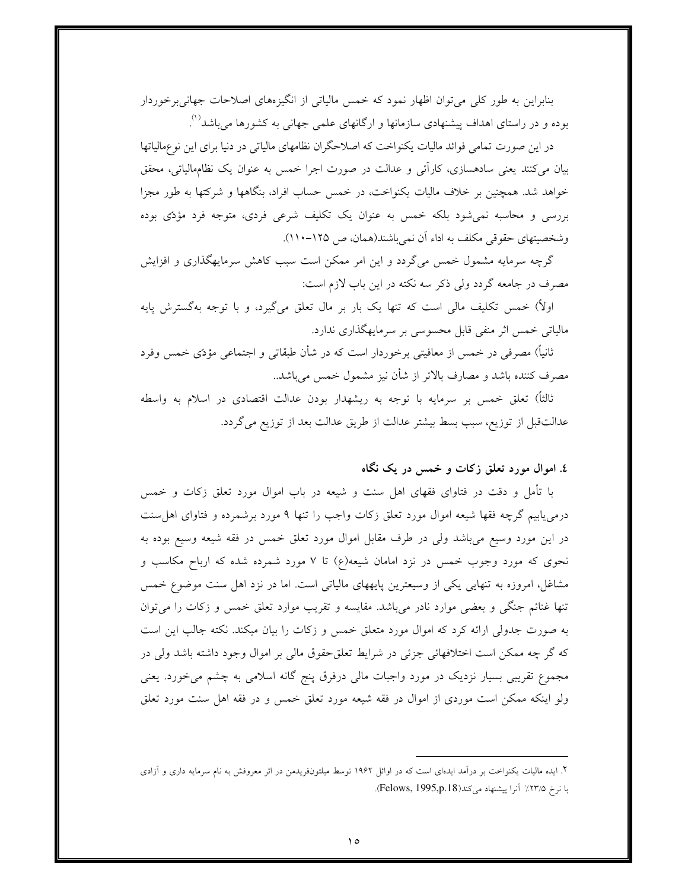بنابراین به طور کلی می‌توان اظهار نمود که خمس مالیاتی از انگیزه‌های اصلاحات جهانی‌برخوردار بوده و در راستای اهداف پیشنهادی سازمانها و ارگانهای علمی جهانی به کشورها می‌باشد[1].

در این صورت تمامی فوائد مالیات یکنواخت که اصلاحگران نظامهای مالیاتی در دنیا برای این نوع‌مالیاتها بیان می‌کنند یعنی ساده‌سازی، کارآئی و عدالت در صورت اجرا خمس به عنوان یک نظام‌مالیاتی، محقق خواهد شد. همچنین بر خلاف مالیات یکنواخت، در خمس حساب افراد، بنگاهها و شرکتها به طور مجزا بررسی و محاسبه نمی‌شود بلکه خمس به عنوان یک تکلیف شرعی فردی، متوجه فرد مؤدی بوده وشخصیتهای حقوقی مکلف به اداء آن نمی‌باشند(همان، ص ۱۲۵-۱۱۰).

گرچه سرمایه مشمول خمس می‌گردد و این امر ممکن است سبب کاهش سرمایه‌گذاری و افزایش مصرف در جامعه گردد ولی ذکر سه نکته در این باب لازم است:

اولاً) خمس تکلیف مالی است که تنها یک بار بر مال تعلق می‌گیرد، و با توجه به‌گسترش پایه مالیاتی خمس اثر منفی قابل محسوسی بر سرمایه‌گذاری ندارد.

ثانیاً) مصرفی در خمس از معافیتی برخوردار است که در شأن طبقاتی و اجتماعی مؤدی خمس وفرد مصرف کننده باشد و مصارف بالاتر از شأن نیز مشمول خمس می‌باشد..

ثالثاً) تعلق خمس بر سرمایه با توجه به ریشه‌دار بودن عدالت اقتصادی در اسلام به واسطه عدالت‌قبل از توزیع، سبب بسط بیشتر عدالت از طریق عدالت بعد از توزیع می‌گردد.

### ٤. اموال مورد تعلق زکات و خمس در یک نگاه

با تأمل و دقت در فتاوای فقهای اهل سنت و شیعه در باب اموال مورد تعلق زکات و خمس درمی‌یابیم گرچه فقها شیعه اموال مورد تعلق زکات واجب را تنها ۹ مورد برشمرده و فتاوای اهل‌سنت در این مورد وسیع می‌باشد ولی در طرف مقابل اموال مورد تعلق خمس در فقه شیعه وسیع بوده به نحوی که مورد وجوب خمس در نزد امامان شیعه(ع) تا ۷ مورد شمرده شده که ارباح مکاسب و مشاغل، امروزه به تنهایی یکی از وسیعترین پایه‌های مالیاتی است. اما در نزد اهل سنت موضوع خمس تنها غنائم جنگی و بعضی موارد نادر می‌باشد. مقایسه و تقریب موارد تعلق خمس و زکات را می‌توان به صورت جدولی ارائه کرد که اموال مورد متعلق خمس و زکات را بیان میکند. نکته جالب این است که گر چه ممکن است اختلافهائی جزئی در شرایط تعلق‌حقوق مالی بر اموال وجود داشته باشد ولی در مجموع تقریبی بسیار نزدیک در مورد واجبات مالی درفرق پنج گانه اسلامی به چشم می‌خورد. یعنی ولو اینکه ممکن است موردی از اموال در فقه شیعه مورد تعلق خمس و در فقه اهل سنت مورد تعلق

---

۲. ایده مالیات یکنواخت بر درآمد ایده‌ای است که در اوائل ۱۹۶۲ توسط میلتون‌فریدمن در اثر معروفش به نام سرمایه داری و آزادی با نرخ ۲۳/۵٪ آنرا پیشنهاد می‌کند(Felows, 1995,p.18).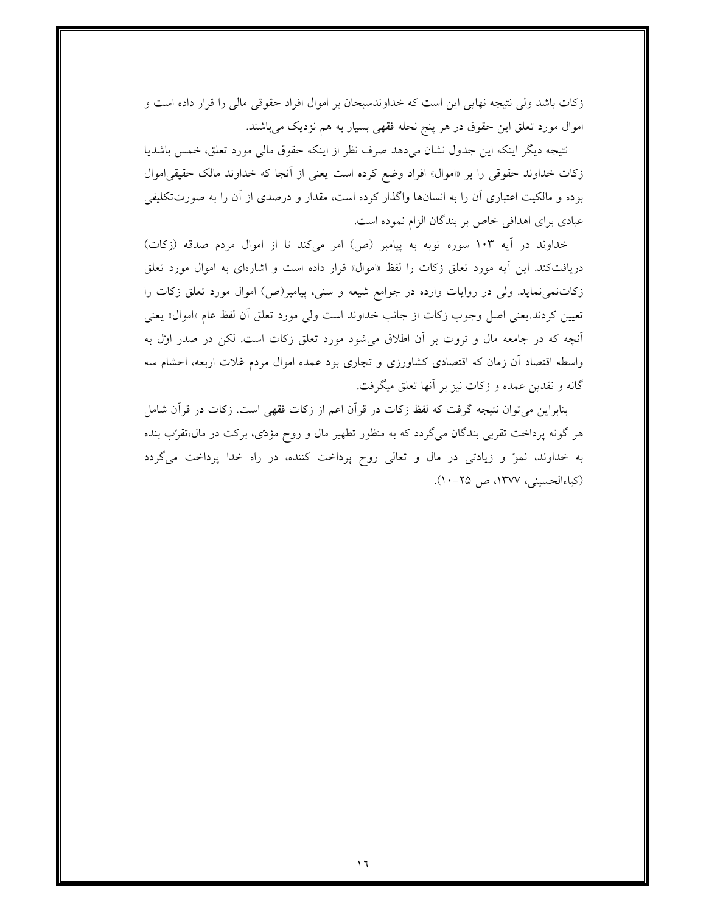زکات باشد ولی نتیجه نهایی این است که خداوندسبحان بر اموال افراد حقوقی مالی را قرار داده است و اموال مورد تعلق این حقوق در هر پنج نحله فقهی بسیار به هم نزدیک می‌باشند.

نتیجه دیگر اینکه این جدول نشان می‌دهد صرف نظر از اینکه حقوق مالی مورد تعلق، خمس باشدیا زکات خداوند حقوقی را بر «اموال» افراد وضع کرده است یعنی از آنجا که خداوند مالک حقیقی‌اموال بوده و مالکیت اعتباری آن را به انسانها واگذار کرده است، مقدار و درصدی از آن را به صورت‌تکلیفی عبادی برای اهدافی خاص بر بندگان الزام نموده است.

خداوند در آیه ۱۰۳ سوره توبه به پیامبر (ص) امر می‌کند تا از اموال مردم صدقه (زکات) دریافت‌کند. این آیه مورد تعلق زکات را لفظ «اموال» قرار داده است و اشاره‌ای به اموال مورد تعلق زکات‌نمی‌نماید. ولی در روایات وارده در جوامع شیعه و سنی، پیامبر(ص) اموال مورد تعلق زکات را تعیین کردند.یعنی اصل وجوب زکات از جانب خداوند است ولی مورد تعلق آن لفظ عام «اموال» یعنی آنچه که در جامعه مال و ثروت بر آن اطلاق می‌شود مورد تعلق زکات است. لکن در صدر اوّل به واسطه اقتصاد آن زمان که اقتصادی کشاورزی و تجاری بود عمده اموال مردم غلات اربعه، احشام سه گانه و نقدین عمده و زکات نیز بر آنها تعلق میگرفت.

بنابراین می‌توان نتیجه گرفت که لفظ زکات در قرآن اعم از زکات فقهی است. زکات در قرآن شامل هر گونه پرداخت تقربی بندگان می‌گردد که به منظور تطهیر مال و روح مؤدّی، برکت در مال،تقرّب بنده به خداوند، نموّ و زیادتی در مال و تعالی روح پرداخت کننده، در راه خدا پرداخت می‌گردد (کیاءالحسینی، ۱۳۷۷، ص ۲۵-۱۰).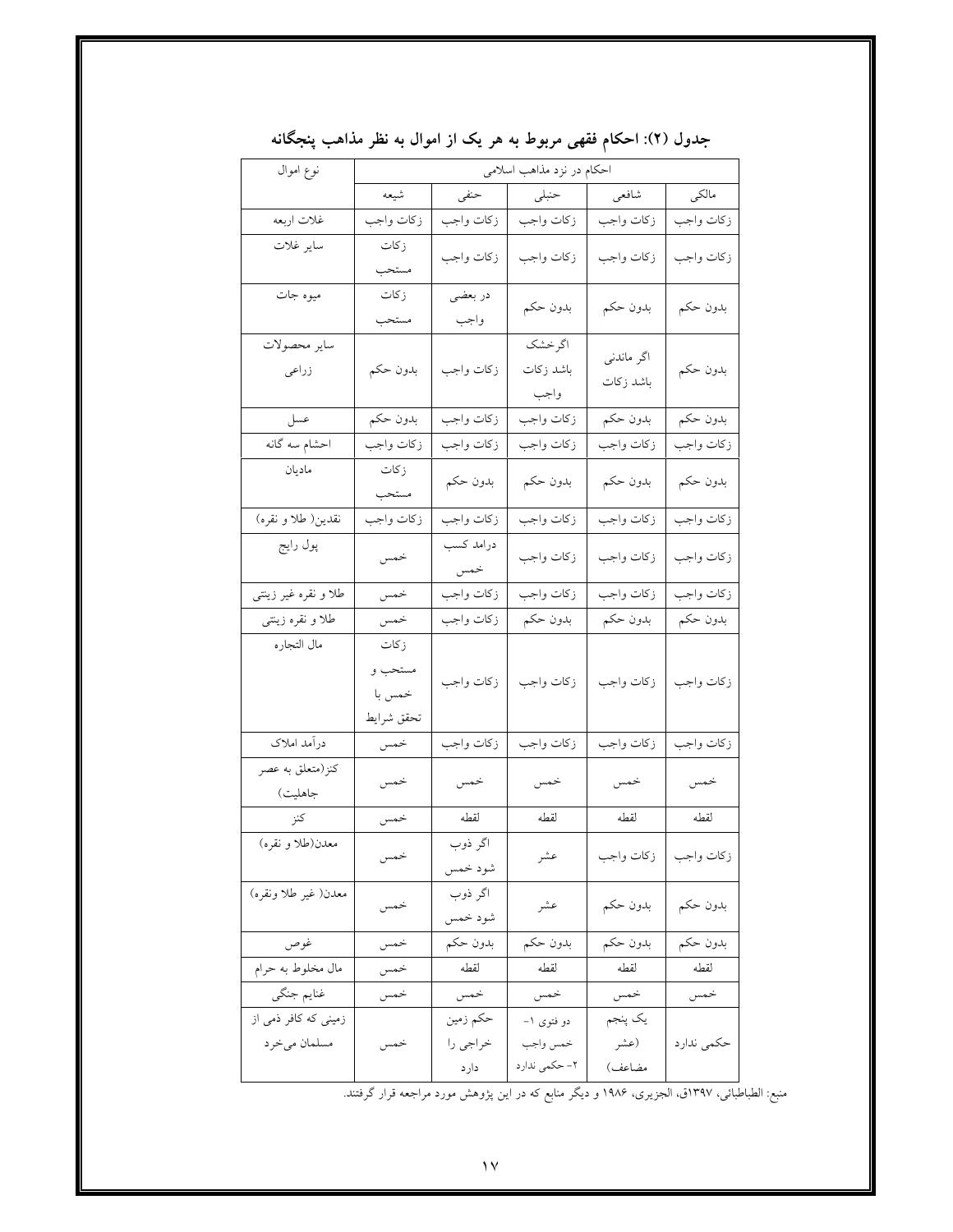**جدول (۲): احکام فقهی مربوط به هر یک از اموال به نظر مذاهب پنجگانه**

| نوع اموال | احکام در نزد مذاهب اسلامی | | | | |
|---|---|---|---|---|---|
| | شیعه | حنفی | حنبلی | شافعی | مالکی |
| غلات اربعه | زکات واجب | زکات واجب | زکات واجب | زکات واجب | زکات واجب |
| سایر غلات | زکات مستحب | زکات واجب | زکات واجب | زکات واجب | زکات واجب |
| میوه جات | زکات مستحب | در بعضی واجب | بدون حکم | بدون حکم | بدون حکم |
| سایر محصولات زراعی | بدون حکم | زکات واجب | اگرخشک باشد زکات واجب | اگر ماندنی باشد زکات | بدون حکم |
| عسل | بدون حکم | زکات واجب | زکات واجب | بدون حکم | بدون حکم |
| احشام سه گانه | زکات واجب | زکات واجب | زکات واجب | زکات واجب | زکات واجب |
| مادیان | زکات مستحب | بدون حکم | بدون حکم | بدون حکم | بدون حکم |
| نقدین( طلا و نقره) | زکات واجب | زکات واجب | زکات واجب | زکات واجب | زکات واجب |
| پول رایج | خمس | درامد کسب خمس | زکات واجب | زکات واجب | زکات واجب |
| طلا و نقره غیر زینتی | خمس | زکات واجب | زکات واجب | زکات واجب | زکات واجب |
| طلا و نقره زینتی | خمس | زکات واجب | بدون حکم | بدون حکم | بدون حکم |
| مال التجاره | زکات مستحب و خمس با تحقق شرایط | زکات واجب | زکات واجب | زکات واجب | زکات واجب |
| درآمد املاک | خمس | زکات واجب | زکات واجب | زکات واجب | زکات واجب |
| کنز(متعلق به عصر جاهلیت) | خمس | خمس | خمس | خمس | خمس |
| کنز | خمس | لقطه | لقطه | لقطه | لقطه |
| معدن(طلا و نقره) | خمس | اگر ذوب شود خمس | عشر | زکات واجب | زکات واجب |
| معدن( غیر طلا ونقره) | خمس | اگر ذوب شود خمس | عشر | بدون حکم | بدون حکم |
| غوص | خمس | بدون حکم | بدون حکم | بدون حکم | بدون حکم |
| مال مخلوط به حرام | خمس | لقطه | لقطه | لقطه | لقطه |
| غنایم جنگی | خمس | خمس | خمس | خمس | خمس |
| زمینی که کافر ذمی از مسلمان می‌خرد | خمس | حکم زمین خراجی را دارد | دو فتوی ۱- خمس واجب ۲- حکمی ندارد | یک پنجم (عشر مضاعف) | حکمی ندارد |

منبع: الطباطبائی، ۱۳۹۷ق، الجزیری، ۱۹۸۶ و دیگر منابع که در این پژوهش مورد مراجعه قرار گرفتند.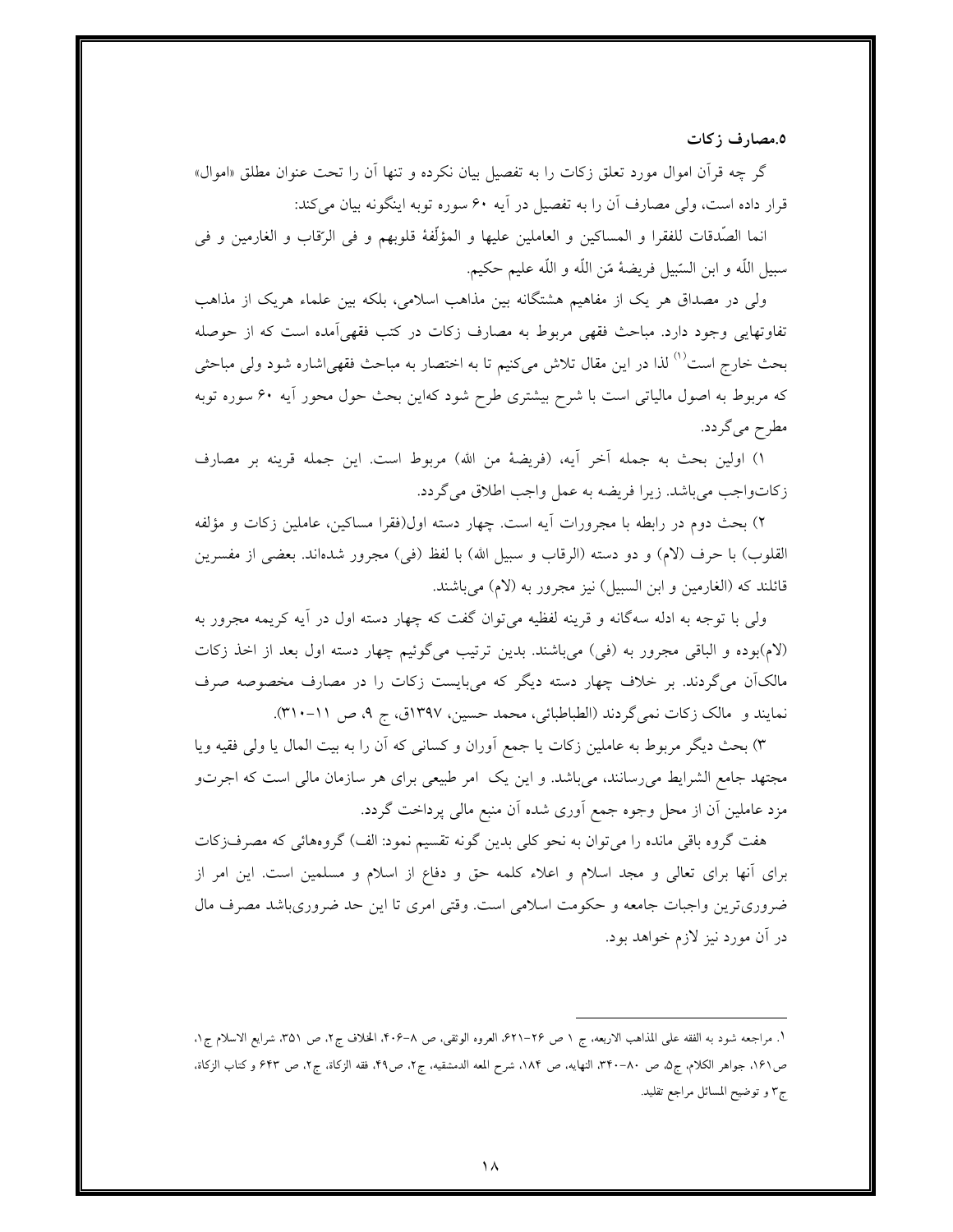### ۵.مصارف زکات

گر چه قرآن اموال مورد تعلق زکات را به تفصیل بیان نکرده و تنها آن را تحت عنوان مطلق «اموال» قرار داده است، ولی مصارف آن را به تفصیل در آیه ۶۰ سوره توبه اینگونه بیان می‌کند:

انما الصّدقات للفقرا و المساکین و العاملین علیها و المؤلّفهْ قلوبهم و فی الرّقاب و الغارمین و فی سبیل اللّه و ابن السّبیل فریضهْ مّن اللّه و اللّه علیم حکیم.

ولی در مصداق هر یک از مفاهیم هشتگانه بین مذاهب اسلامی، بلکه بین علماء هریک از مذاهب تفاوتهایی وجود دارد. مباحث فقهی مربوط به مصارف زکات در کتب فقهی‌آمده است که از حوصله بحث خارج است[۱] لذا در این مقال تلاش می‌کنیم تا به اختصار به مباحث فقهی‌اشاره شود ولی مباحثی که مربوط به اصول مالیاتی است با شرح بیشتری طرح شود که‌این بحث حول محور آیه ۶۰ سوره توبه مطرح می‌گردد.

۱) اولین بحث به جمله آخر آیه، (فریضهْ من الله) مربوط است. این جمله قرینه بر مصارف زکات‌واجب می‌باشد. زیرا فریضه به عمل واجب اطلاق می‌گردد.

۲) بحث دوم در رابطه با مجرورات آیه است. چهار دسته اول(فقرا مساکین، عاملین زکات و مؤلفه القلوب) با حرف (لام) و دو دسته (الرقاب و سبیل الله) با لفظ (فی) مجرور شده‌اند. بعضی از مفسرین قائلند که (الغارمین و ابن السبیل) نیز مجرور به (لام) می‌باشند.

ولی با توجه به ادله سه‌گانه و قرینه لفظیه می‌توان گفت که چهار دسته اول در آیه کریمه مجرور به (لام)بوده و الباقی مجرور به (فی) می‌باشند. بدین ترتیب می‌گوئیم چهار دسته اول بعد از اخذ زکات مالک‌آن می‌گردند. بر خلاف چهار دسته دیگر که می‌بایست زکات را در مصارف مخصوصه صرف نمایند و مالک زکات نمی‌گردند (الطباطبائی، محمد حسین، ۱۳۹۷ق، ج ۹، ص ۱۱-۳۱۰).

۳) بحث دیگر مربوط به عاملین زکات یا جمع آوران و کسانی که آن را به بیت المال یا ولی فقیه ویا مجتهد جامع الشرایط می‌رسانند، می‌باشد. و این یک امر طبیعی برای هر سازمان مالی است که اجرت‌و مزد عاملین آن از محل وجوه جمع آوری شده آن منبع مالی پرداخت گردد.

هفت گروه باقی مانده را می‌توان به نحو کلی بدین گونه تقسیم نمود: الف) گروههائی که مصرف‌زکات برای آنها برای تعالی و مجد اسلام و اعلاء کلمه حق و دفاع از اسلام و مسلمین است. این امر از ضروری‌ترین واجبات جامعه و حکومت اسلامی است. وقتی امری تا این حد ضروری‌باشد مصرف مال در آن مورد نیز لازم خواهد بود.

---

۱. مراجعه شود به الفقه علی المذاهب الاربعه، ج ۱ ص ۲۶-۶۲۱، العروه الوثقی، ص ۸-۴۰۶، الخلاف ج۲، ص ۳۵۱، شرایع الاسلام ج۱، ص۱۶۱، جواهر الکلام، ج۵، ص ۸۰-۳۴۰، النهایه، ص ۱۸۴، شرح المعه الدمشقیه، ج۲، ص۴۹، فقه الزکاة، ج۲، ص ۶۴۳ و کتاب الزکاة، ج۳ و توضیح المسائل مراجع تقلید.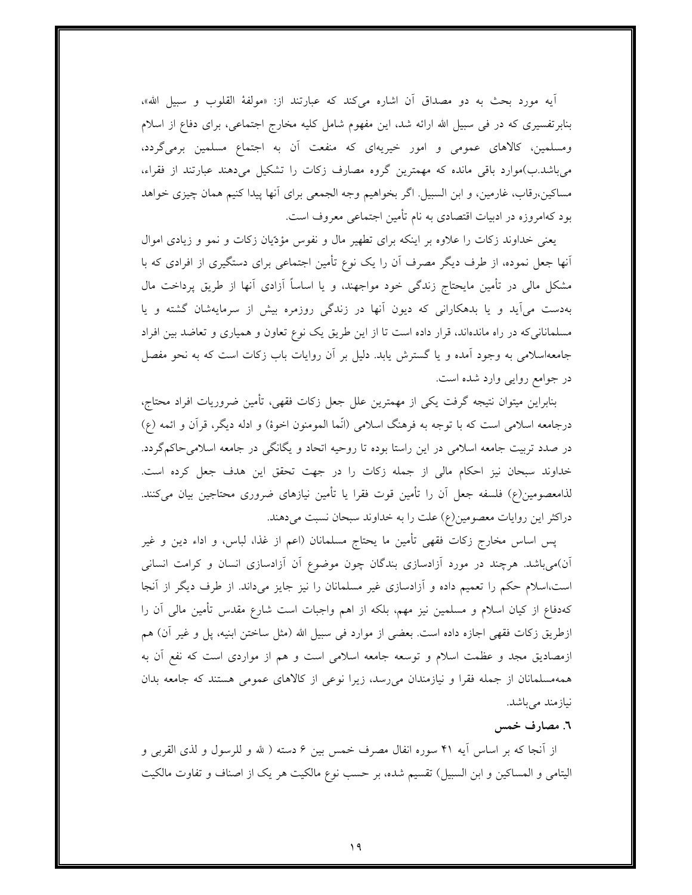آیه مورد بحث به دو مصداق آن اشاره می‌کند که عبارتند از: «مولفة القلوب و سبیل الله»، بنابرتفسیری که در فی سبیل الله ارائه شد، این مفهوم شامل کلیه مخارج اجتماعی، برای دفاع از اسلام ومسلمین، کالاهای عمومی و امور خیریه‌ای که منفعت آن به اجتماع مسلمین برمی‌گردد، می‌باشد.ب)موارد باقی مانده که مهمترین گروه مصارف زکات را تشکیل می‌دهند عبارتند از فقراء، مساکین،رقاب، غارمین، و ابن السبیل. اگر بخواهیم وجه الجمعی برای آنها پیدا کنیم همان چیزی خواهد بود کهامروزه در ادبیات اقتصادی به نام تأمین اجتماعی معروف است.

یعنی خداوند زکات را علاوه بر اینکه برای تطهیر مال و نفوس مؤدّیان زکات و نمو و زیادی اموال آنها جعل نموده، از طرف دیگر مصرف آن را یک نوع تأمین اجتماعی برای دستگیری از افرادی که با مشکل مالی در تأمین مایحتاج زندگی خود مواجهند، و یا اساساً آزادی آنها از طریق پرداخت مال به‌دست می‌آید و یا بدهکارانی که دیون آنها در زندگی روزمره بیش از سرمایه‌شان گشته و یا مسلمانانی‌که در راه مانده‌اند، قرار داده است تا از این طریق یک نوع تعاون و همیاری و تعاضد بین افراد جامعه‌اسلامی به وجود آمده و یا گسترش یابد. دلیل بر آن روایات باب زکات است که به نحو مفصل در جوامع روایی وارد شده است.

بنابراین میتوان نتیجه گرفت یکی از مهمترین علل جعل زکات فقهی، تأمین ضروریات افراد محتاج، درجامعه اسلامی است که با توجه به فرهنگ اسلامی (انّما المومنون اخوة) و ادله دیگر، قرآن و ائمه (ع) در صدد تربیت جامعه اسلامی در این راستا بوده تا روحیه اتحاد و یگانگی در جامعه اسلامی‌حاکم‌گردد. خداوند سبحان نیز احکام مالی از جمله زکات را در جهت تحقق این هدف جعل کرده است. لذامعصومین(ع) فلسفه جعل آن را تأمین قوت فقرا یا تأمین نیازهای ضروری محتاجین بیان می‌کنند. دراکثر این روایات معصومین(ع) علت را به خداوند سبحان نسبت می‌دهند.

پس اساس مخارج زکات فقهی تأمین ما یحتاج مسلمانان (اعم از غذا، لباس، و اداء دین و غیر آن)می‌باشد. هرچند در مورد آزادسازی بندگان چون موضوع آن آزادسازی انسان و کرامت انسانی است،اسلام حکم را تعمیم داده و آزادسازی غیر مسلمانان را نیز جایز می‌داند. از طرف دیگر از آنجا که‌دفاع از کیان اسلام و مسلمین نیز مهم، بلکه از اهم واجبات است شارع مقدس تأمین مالی آن را ازطریق زکات فقهی اجازه داده است. بعضی از موارد فی سبیل الله (مثل ساختن ابنیه، پل و غیر آن) هم ازمصادیق مجد و عظمت اسلام و توسعه جامعه اسلامی است و هم از مواردی است که نفع آن به همه‌مسلمانان از جمله فقرا و نیازمندان می‌رسد، زیرا نوعی از کالاهای عمومی هستند که جامعه بدان نیازمند می‌باشد.

**٦. مصارف خمس**

از آنجا که بر اساس آیه ۴۱ سوره انفال مصرف خمس بین ۶ دسته ( لله و للرسول و لذی القربی و الیتامی و المساکین و ابن السبیل) تقسیم شده، بر حسب نوع مالکیت هر یک از اصناف و تفاوت مالکیت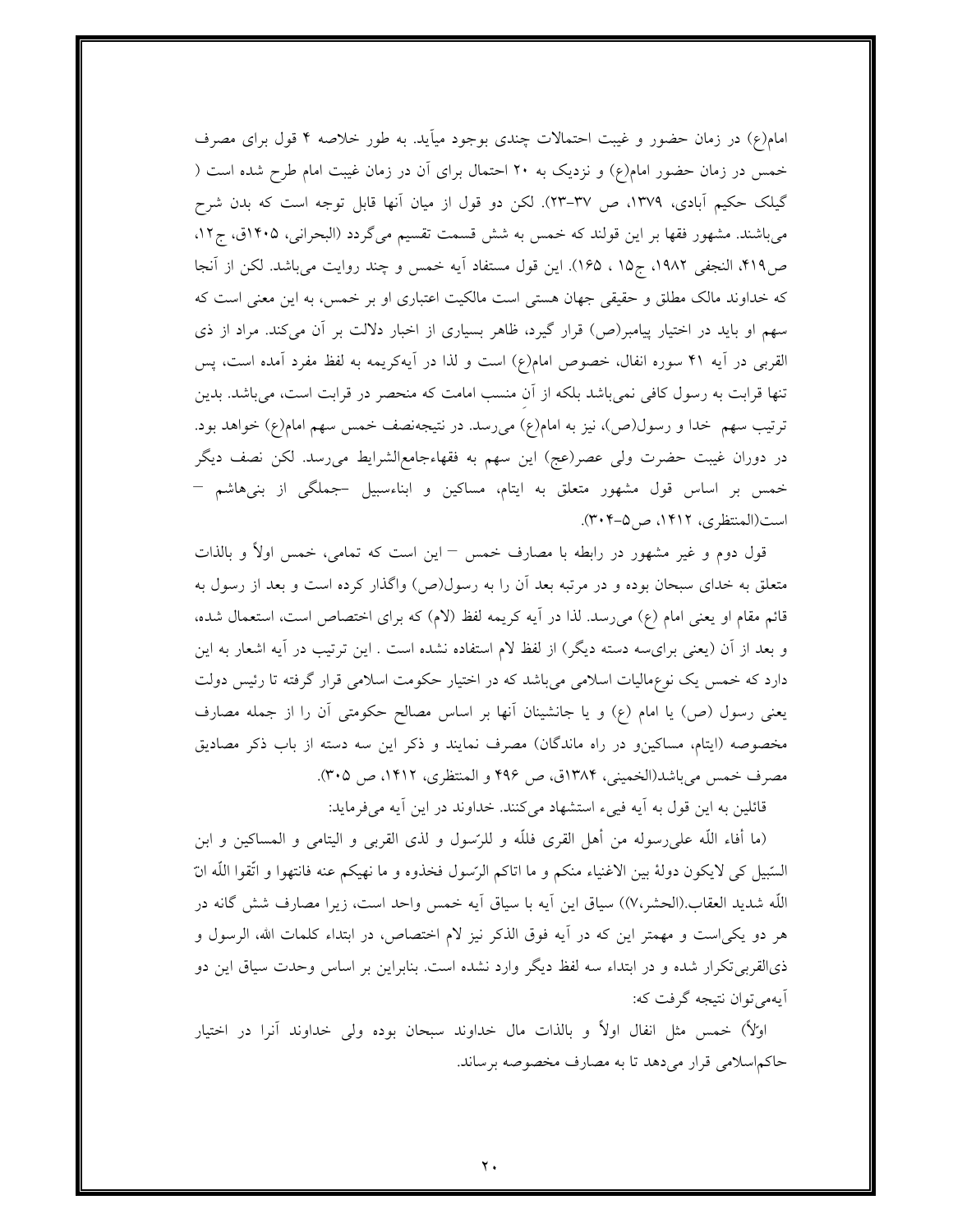امام(ع) در زمان حضور و غیبت احتمالات چندی بوجود میآید. به طور خلاصه ۴ قول برای مصرف خمس در زمان حضور امام(ع) و نزدیک به ۲۰ احتمال برای آن در زمان غیبت امام طرح شده است ( گیلک حکیم آبادی، ۱۳۷۹، ص ۳۷-۲۳). لکن دو قول از میان آنها قابل توجه است که بدن شرح میباشند. مشهور فقها بر این قولند که خمس به شش قسمت تقسیم میگردد (البحرانی، ۱۴۰۵ق، ج۱۲، ص۴۱۹، النجفی ۱۹۸۲، ج۱۵ ، ۱۶۵). این قول مستفاد آیه خمس و چند روایت میباشد. لکن از آنجا که خداوند مالک مطلق و حقیقی جهان هستی است مالکیت اعتباری او بر خمس، به این معنی است که سهم او باید در اختیار پیامبر(ص) قرار گیرد، ظاهر بسیاری از اخبار دلالت بر آن میکند. مراد از ذی القربی در آیه ۴۱ سوره انفال، خصوص امام(ع) است و لذا در آیهکریمه به لفظ مفرد آمده است، پس تنها قرابت به رسول کافی نمیباشد بلکه از آنِ منصب امامت که منحصر در قرابت است، میباشد. بدین ترتیب سهم خدا و رسول(ص)، نیز به امام(ع) میرسد. در نتیجهنصف خمس سهم امام(ع) خواهد بود. در دوران غیبت حضرت ولی عصر(عج) این سهم به فقهاءجامعالشرایط میرسد. لکن نصف دیگر خمس بر اساس قول مشهور متعلق به ایتام، مساکین و ابناءسبیل –جملگی از بنیهاشم – است(المنتظری، ۱۴۱۲، ص۵-۳۰۴).

قول دوم و غیر مشهور در رابطه با مصارف خمس – این است که تمامی، خمس اولاً و بالذات متعلق به خدای سبحان بوده و در مرتبه بعد آن را به رسول(ص) واگذار کرده است و بعد از رسول به قائم مقام او یعنی امام (ع) میرسد. لذا در آیه کریمه لفظ (لام) که برای اختصاص است، استعمال شده، و بعد از آن (یعنی برایسه دسته دیگر) از لفظ لام استفاده نشده است . این ترتیب در آیه اشعار به این دارد که خمس یک نوعمالیات اسلامی میباشد که در اختیار حکومت اسلامی قرار گرفته تا رئیس دولت یعنی رسول (ص) یا امام (ع) و یا جانشینان آنها بر اساس مصالح حکومتی آن را از جمله مصارف مخصوصه (ایتام، مساکینو در راه ماندگان) مصرف نمایند و ذکر این سه دسته از باب ذکر مصادیق مصرف خمس میباشد(الخمینی، ۱۳۸۴ق، ص ۴۹۶ و المنتظری، ۱۴۱۲، ص ۳۰۵).

قائلین به این قول به آیه فییء استشهاد میکنند. خداوند در این آیه میفرماید:

(ما أفاء اللّه علیرسوله من أهل القری فللّه و للرّسول و لذی القربی و الیتامی و المساکین و ابن السّبیل کی لایکون دولهً بین الاغنیاء منکم و ما اتاکم الرّسول فخذوه و ما نهیکم عنه فانتهوا و اتّقوا اللّه انّ اللّه شدید العقاب.(الحشر،۷)) سیاق این آیه با سیاق آیه خمس واحد است، زیرا مصارف شش گانه در هر دو یکیاست و مهمتر این که در آیه فوق الذکر نیز لام اختصاص، در ابتداء کلمات الله، الرسول و ذیالقربیتکرار شده و در ابتداء سه لفظ دیگر وارد نشده است. بنابراین بر اساس وحدت سیاق این دو آیهمیتوان نتیجه گرفت که:

اوّلاً) خمس مثل انفال اولاً و بالذات مال خداوند سبحان بوده ولی خداوند آنرا در اختیار حاکماسلامی قرار میدهد تا به مصارف مخصوصه برساند.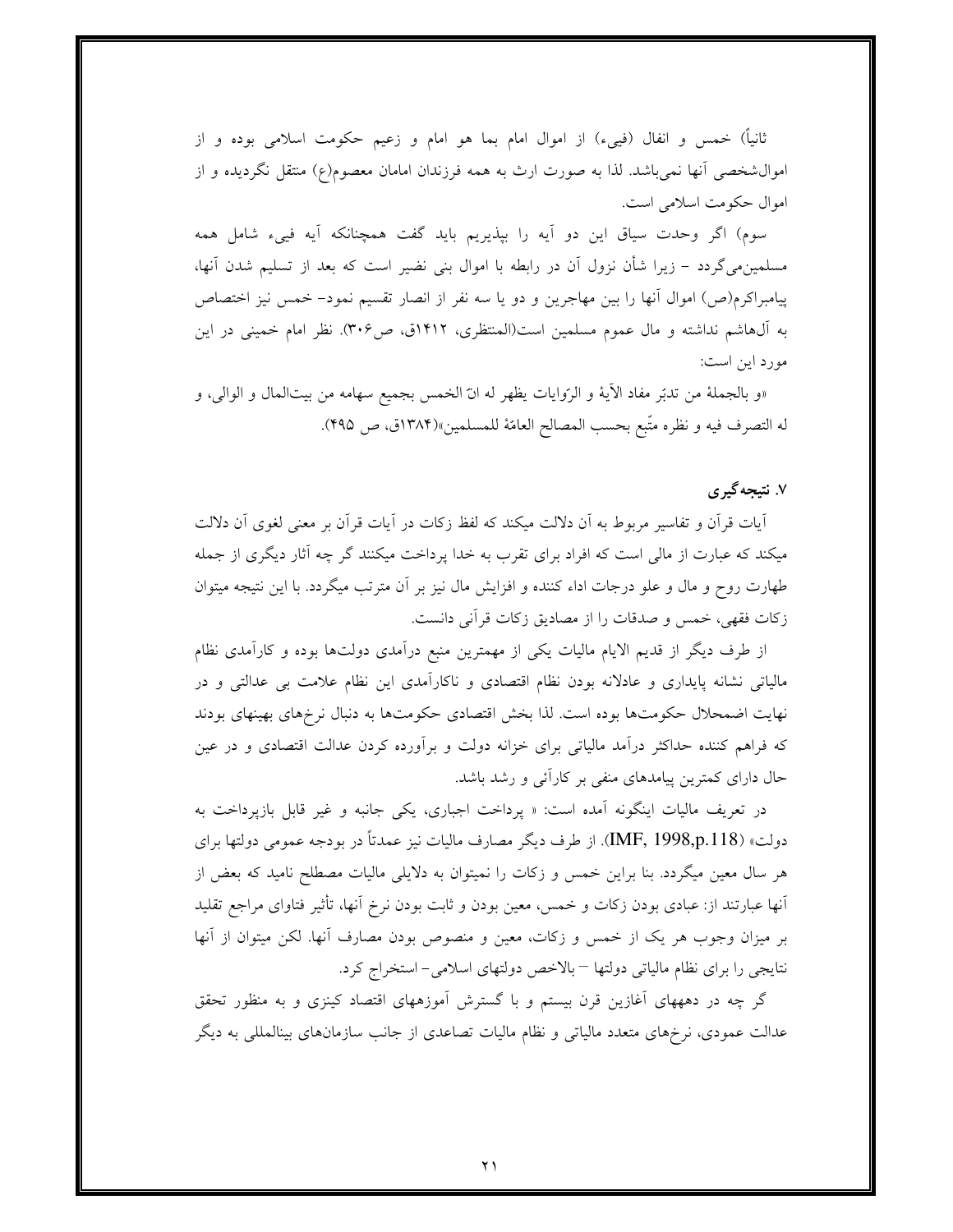ثانیاً) خمس و انفال (فییء) از اموال امام بما هو امام و زعیم حکومت اسلامی بوده و از اموال‌شخصی آنها نمی‌باشد. لذا به صورت ارث به همه فرزندان امامان معصوم(ع) منتقل نگردیده و از اموال حکومت اسلامی است.

سوم) اگر وحدت سیاق این دو آیه را بپذیریم باید گفت همچنانکه آیه فییء شامل همه مسلمین‌می‌گردد – زیرا شأن نزول آن در رابطه با اموال بنی نضیر است که بعد از تسلیم شدن آنها، پیامبراکرم(ص) اموال آنها را بین مهاجرین و دو یا سه نفر از انصار تقسیم نمود– خمس نیز اختصاص به آل‌هاشم نداشته و مال عموم مسلمین است(المنتظری، ۱۴۱۲ق، ص۳۰۶). نظر امام خمینی در این مورد این است:

«و بالجملة من تدبّر مفاد الآیة و الرّوایات یظهر له انّ الخمس بجمیع سهامه من بیت‌المال و الوالی، و له التصرف فیه و نظره متّبع بحسب المصالح العامّة للمسلمین»(۱۳۸۴ق، ص ۴۹۵).

### ۷. نتیجه‌گیری

آیات قرآن و تفاسیر مربوط به آن دلالت میکند که لفظ زکات در آیات قرآن بر معنی لغوی آن دلالت میکند که عبارت از مالی است که افراد برای تقرب به خدا پرداخت میکنند گر چه آثار دیگری از جمله طهارت روح و مال و علو درجات اداء کننده و افزایش مال نیز بر آن مترتب میگردد. با این نتیجه میتوان زکات فقهی، خمس و صدقات را از مصادیق زکات قرآنی دانست.

از طرف دیگر از قدیم الایام مالیات یکی از مهمترین منبع درآمدی دولت‌ها بوده و کارآمدی نظام مالیاتی نشانه پایداری و عادلانه بودن نظام اقتصادی و ناکارآمدی این نظام علامت بی عدالتی و در نهایت اضمحلال حکومت‌ها بوده است. لذا بخش اقتصادی حکومت‌ها به دنبال نرخ‌های بهینهای بودند که فراهم کننده حداکثر درآمد مالیاتی برای خزانه دولت و برآورده کردن عدالت اقتصادی و در عین حال دارای کمترین پیامدهای منفی بر کارآئی و رشد باشد.

در تعریف مالیات اینگونه آمده است: « پرداخت اجباری، یکی جانبه و غیر قابل بازپرداخت به دولت» (IMF, 1998,p.118). از طرف دیگر مصارف مالیات نیز عمدتاً در بودجه عمومی دولتها برای هر سال معین میگردد. بنا براین خمس و زکات را نمیتوان به دلایلی مالیات مصطلح نامید که بعض از آنها عبارتند از: عبادی بودن زکات و خمس، معین بودن و ثابت بودن نرخ آنها، تأثیر فتاوای مراجع تقلید بر میزان وجوب هر یک از خمس و زکات، معین و منصوص بودن مصارف آنها. لکن میتوان از آنها نتایجی را برای نظام مالیاتی دولتها – بالاخص دولتهای اسلامی– استخراج کرد.

گر چه در دهههای آغازین قرن بیستم و با گسترش آموزههای اقتصاد کینزی و به منظور تحقق عدالت عمودی، نرخ‌های متعدد مالیاتی و نظام مالیات تصاعدی از جانب سازمان‌های بین‌المللی به دیگر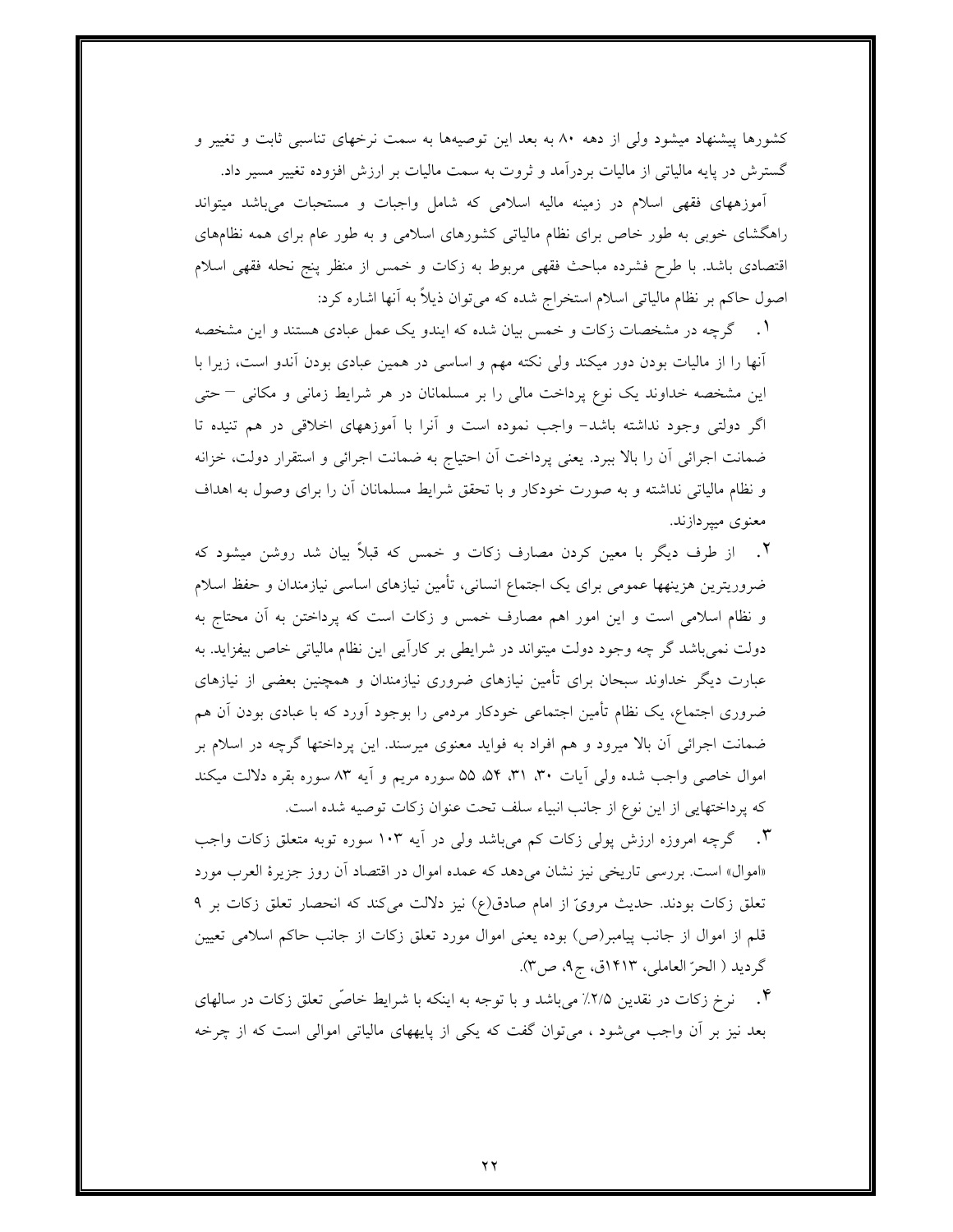کشورها پیشنهاد میشود ولی از دهه ۸۰ به بعد این توصیه‌ها به سمت نرخهای تناسبی ثابت و تغییر و گسترش در پایه مالیاتی از مالیات بردرآمد و ثروت به سمت مالیات بر ارزش افزوده تغییر مسیر داد.

آموزههای فقهی اسلام در زمینه مالیه اسلامی که شامل واجبات و مستحبات میباشد میتواند راهگشای خوبی به طور خاص برای نظام مالیاتی کشورهای اسلامی و به طور عام برای همه نظامهای اقتصادی باشد. با طرح فشرده مباحث فقهی مربوط به زکات و خمس از منظر پنج نحله فقهی اسلام اصول حاکم بر نظام مالیاتی اسلام استخراج شده که می‌توان ذیلاً به آنها اشاره کرد:

۱. گرچه در مشخصات زکات و خمس بیان شده که ایندو یک عمل عبادی هستند و این مشخصه آنها را از مالیات بودن دور میکند ولی نکته مهم و اساسی در همین عبادی بودن آندو است، زیرا با این مشخصه خداوند یک نوع پرداخت مالی را بر مسلمانان در هر شرایط زمانی و مکانی – حتی اگر دولتی وجود نداشته باشد- واجب نموده است و آنرا با آموزههای اخلاقی در هم تنیده تا ضمانت اجرائی آن را بالا ببرد. یعنی پرداخت آن احتیاج به ضمانت اجرائی و استقرار دولت، خزانه و نظام مالیاتی نداشته و به صورت خودکار و با تحقق شرایط مسلمانان آن را برای وصول به اهداف معنوی میپردازند.

۲. از طرف دیگر با معین کردن مصارف زکات و خمس که قبلاً بیان شد روشن میشود که ضروریترین هزینهها عمومی برای یک اجتماع انسانی، تأمین نیازهای اساسی نیازمندان و حفظ اسلام و نظام اسلامی است و این امور اهم مصارف خمس و زکات است که پرداختن به آن محتاج به دولت نمیباشد گر چه وجود دولت میتواند در شرایطی بر کارآیی این نظام مالیاتی خاص بیفزاید. به عبارت دیگر خداوند سبحان برای تأمین نیازهای ضروری نیازمندان و همچنین بعضی از نیازهای ضروری اجتماع، یک نظام تأمین اجتماعی خودکار مردمی را بوجود آورد که با عبادی بودن آن هم ضمانت اجرائی آن بالا میرود و هم افراد به فواید معنوی میرسند. این پرداختها گرچه در اسلام بر اموال خاصی واجب شده ولی آیات ۳۰، ۳۱، ۵۴، ۵۵ سوره مریم و آیه ۸۳ سوره بقره دلالت میکند که پرداختهایی از این نوع از جانب انبیاء سلف تحت عنوان زکات توصیه شده است.

۳. گرچه امروزه ارزش پولی زکات کم میباشد ولی در آیه ۱۰۳ سوره توبه متعلق زکات واجب «اموال» است. بررسی تاریخی نیز نشان می‌دهد که عمده اموال در اقتصاد آن روز جزیرۀ العرب مورد تعلق زکات بودند. حدیث مرویّ از امام صادق(ع) نیز دلالت می‌کند که انحصار تعلق زکات بر ۹ قلم از اموال از جانب پیامبر(ص) بوده یعنی اموال مورد تعلق زکات از جانب حاکم اسلامی تعیین گردید ( الحرّ العاملی، ۱۴۱۳ق، ج۹، ص۳).

۴. نرخ زکات در نقدین ۲/۵٪ می‌باشد و با توجه به اینکه با شرایط خاصّی تعلق زکات در سالهای بعد نیز بر آن واجب می‌شود ، می‌توان گفت که یکی از پایههای مالیاتی اموالی است که از چرخه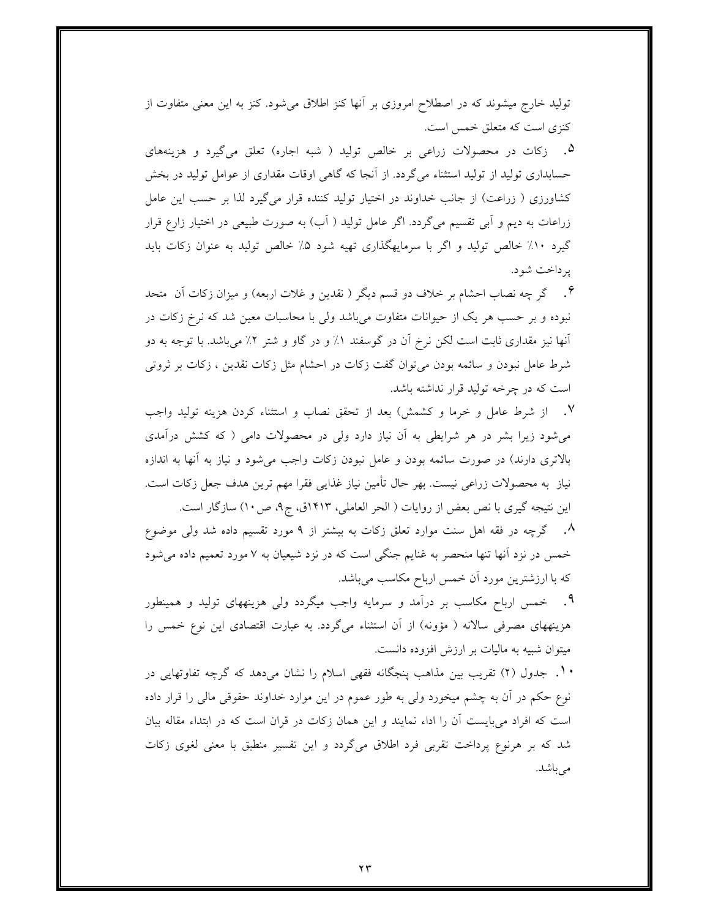تولید خارج میشوند که در اصطلاح امروزی بر آنها کنز اطلاق می‌شود. کنز به این معنی متفاوت از کنزی است که متعلق خمس است.

۵. زکات در محصولات زراعی بر خالص تولید ( شبه اجاره) تعلق می‌گیرد و هزینه‌های حسابداری تولید از تولید استثناء می‌گردد. از آنجا که گاهی اوقات مقداری از عوامل تولید در بخش کشاورزی ( زراعت) از جانب خداوند در اختیار تولید کننده قرار می‌گیرد لذا بر حسب این عامل زراعات به دیم و آبی تقسیم می‌گردد. اگر عامل تولید ( آب) به صورت طبیعی در اختیار زارع قرار گیرد ۱۰٪ خالص تولید و اگر با سرمایه‌گذاری تهیه شود ۵٪ خالص تولید به عنوان زکات باید پرداخت شود.

۶. گر چه نصاب احشام بر خلاف دو قسم دیگر ( نقدین و غلات اربعه) و میزان زکات آن متحد نبوده و بر حسب هر یک از حیوانات متفاوت می‌باشد ولی با محاسبات معین شد که نرخ زکات در آنها نیز مقداری ثابت است لکن نرخ آن در گوسفند ۱٪ و در گاو و شتر ۲٪ می‌باشد. با توجه به دو شرط عامل نبودن و سائمه بودن می‌توان گفت زکات در احشام مثل زکات نقدین ، زکات بر ثروتی است که در چرخه تولید قرار نداشته باشد.

۷. از شرط عامل و خرما و کشمش) بعد از تحقق نصاب و استثناء کردن هزینه تولید واجب می‌شود زیرا بشر در هر شرایطی به آن نیاز دارد ولی در محصولات دامی ( که کشش درآمدی بالاتری دارند) در صورت سائمه بودن و عامل نبودن زکات واجب می‌شود و نیاز به آنها به اندازه نیاز به محصولات زراعی نیست. بهر حال تأمین نیاز غذایی فقرا مهم ترین هدف جعل زکات است. این نتیجه گیری با نص بعض از روایات ( الحر العاملی، ۱۴۱۳ق، ج۹، ص۱۰) سازگار است.

۸. گرچه در فقه اهل سنت موارد تعلق زکات به بیشتر از ۹ مورد تقسیم داده شد ولی موضوع خمس در نزد آنها تنها منحصر به غنایم جنگی است که در نزد شیعیان به ۷ مورد تعمیم داده می‌شود که با ارزشترین مورد آن خمس ارباح مکاسب می‌باشد.

۹. خمس ارباح مکاسب بر درآمد و سرمایه واجب میگردد ولی هزینههای تولید و همینطور هزینههای مصرفی سالانه ( مؤونه) از آن استثناء می‌گردد. به عبارت اقتصادی این نوع خمس را میتوان شبیه به مالیات بر ارزش افزوده دانست.

۱۰. جدول (۲) تقریب بین مذاهب پنجگانه فقهی اسلام را نشان می‌دهد که گرچه تفاوتهایی در نوع حکم در آن به چشم میخورد ولی به طور عموم در این موارد خداوند حقوقی مالی را قرار داده است که افراد می‌بایست آن را اداء نمایند و این همان زکات در قران است که در ابتداء مقاله بیان شد که بر هرنوع پرداخت تقربی فرد اطلاق می‌گردد و این تفسیر منطبق با معنی لغوی زکات می‌باشد.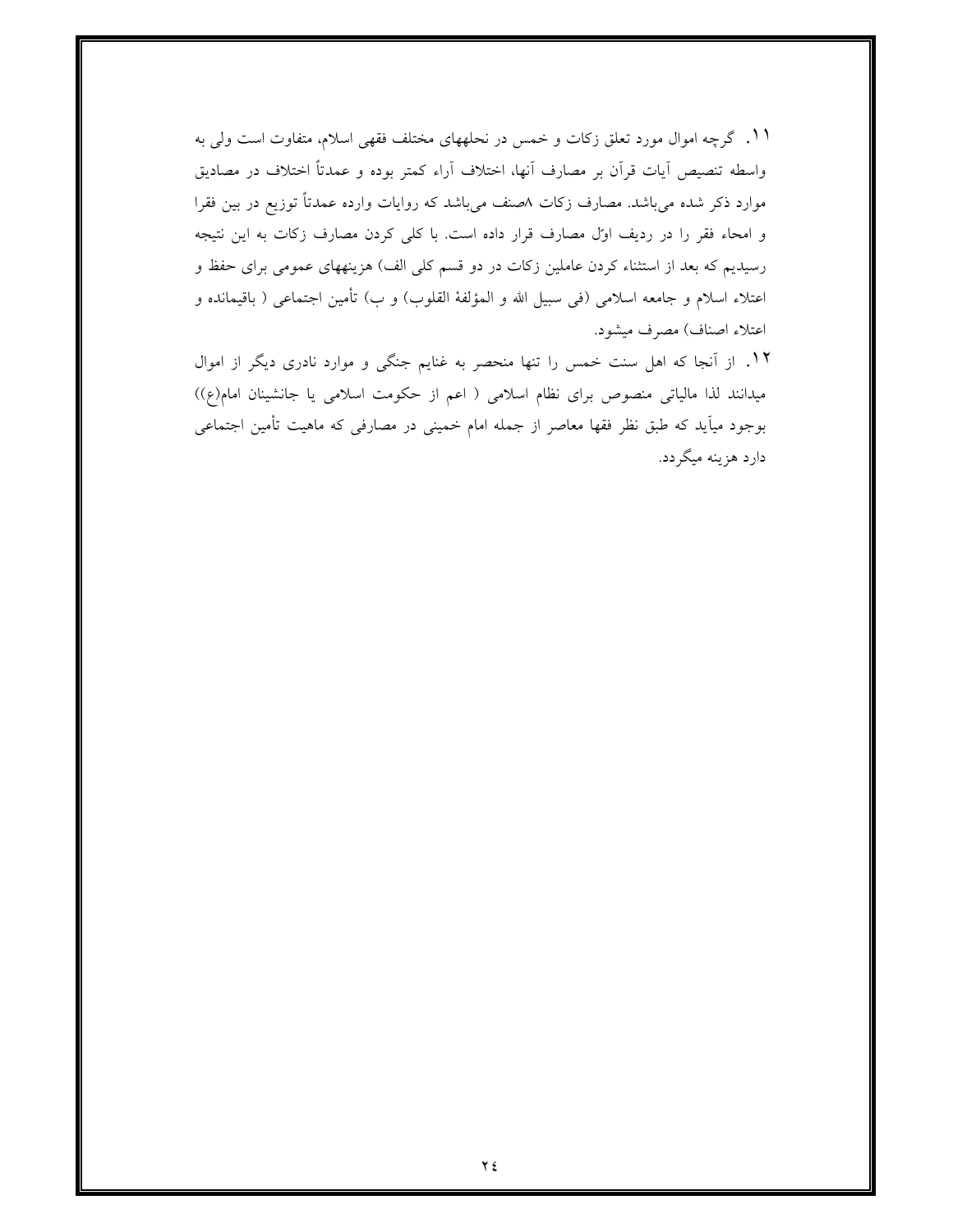۱۱. گرچه اموال مورد تعلق زکات و خمس در نحلههای مختلف فقهی اسلام، متفاوت است ولی به واسطه تنصیص آیات قرآن بر مصارف آنها، اختلاف آراء کمتر بوده و عمدتاً اختلاف در مصادیق موارد ذکر شده میباشد. مصارف زکات ۸صنف میباشد که روایات وارده عمدتاً توزیع در بین فقرا و امحاء فقر را در ردیف اوّل مصارف قرار داده است. با کلی کردن مصارف زکات به این نتیجه رسیدیم که بعد از استثناء کردن عاملین زکات در دو قسم کلی الف) هزینههای عمومی برای حفظ و اعتلاء اسلام و جامعه اسلامی (فی سبیل الله و المؤلفة القلوب) و ب) تأمین اجتماعی ( باقیمانده و اعتلاء اصناف) مصرف میشود.

۱۲. از آنجا که اهل سنت خمس را تنها منحصر به غنایم جنگی و موارد نادری دیگر از اموال میدانند لذا مالیاتی منصوص برای نظام اسلامی ( اعم از حکومت اسلامی یا جانشینان امام(ع)) بوجود میآید که طبق نظر فقها معاصر از جمله امام خمینی در مصارفی که ماهیت تأمین اجتماعی دارد هزینه میگردد.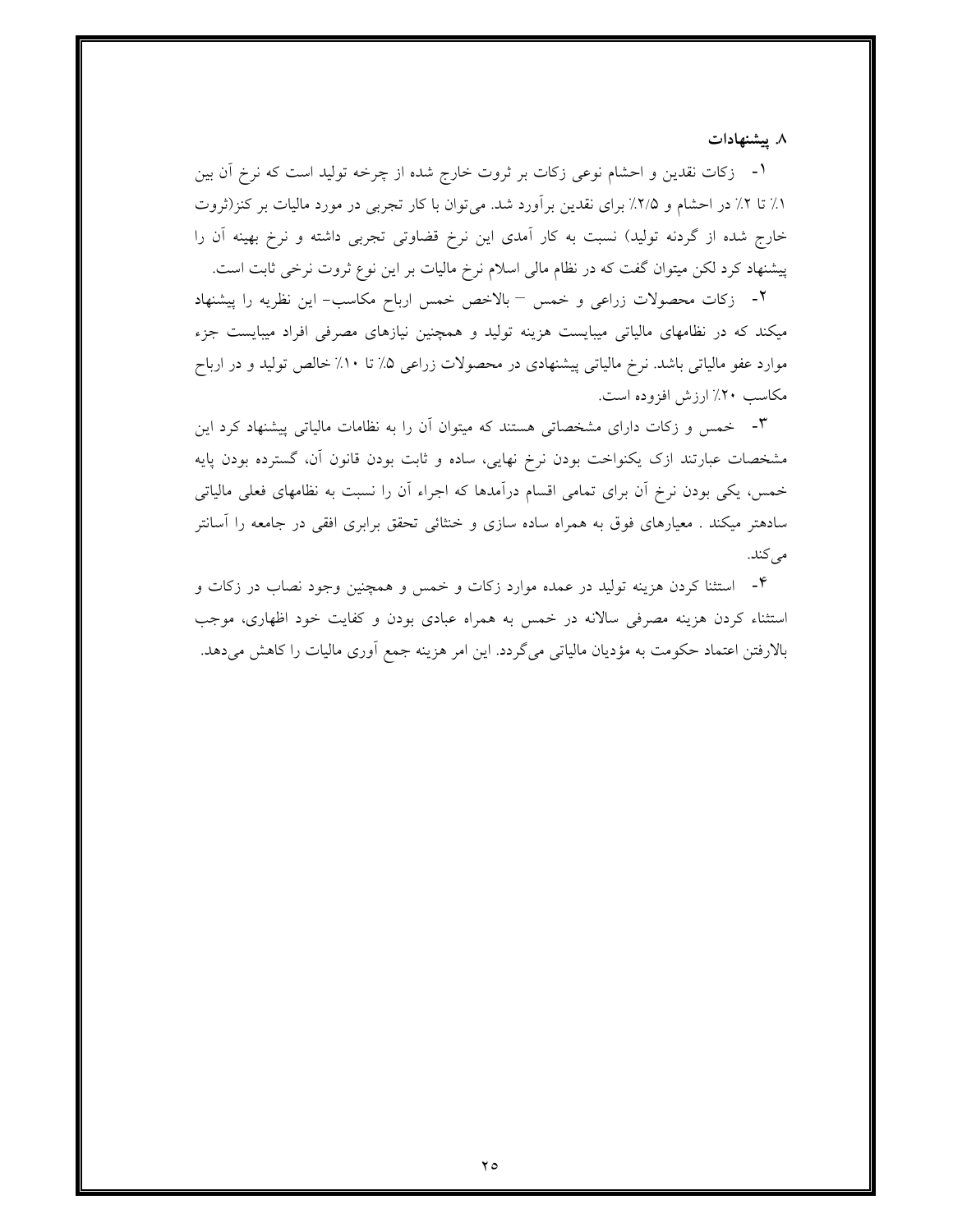### ۸. پیشنهادات

۱- زکات نقدین و احشام نوعی زکات بر ثروت خارج شده از چرخه تولید است که نرخ آن بین ۱٪ تا ۲٪ در احشام و ۲/۵٪ برای نقدین برآورد شد. می‌توان با کار تجربی در مورد مالیات بر کنز(ثروت خارج شده از گردنه تولید) نسبت به کار آمدی این نرخ قضاوتی تجربی داشته و نرخ بهینه آن را پیشنهاد کرد لکن میتوان گفت که در نظام مالی اسلام نرخ مالیات بر این نوع ثروت نرخی ثابت است.

۲- زکات محصولات زراعی و خمس – بالاخص خمس ارباح مکاسب- این نظریه را پیشنهاد میکند که در نظامهای مالیاتی میبایست هزینه تولید و همچنین نیازهای مصرفی افراد میبایست جزء موارد عفو مالیاتی باشد. نرخ مالیاتی پیشنهادی در محصولات زراعی ۵٪ تا ۱۰٪ خالص تولید و در ارباح مکاسب ۲۰٪ ارزش افزوده است.

۳- خمس و زکات دارای مشخصاتی هستند که میتوان آن را به نظامات مالیاتی پیشنهاد کرد این مشخصات عبارتند ازک یکنواخت بودن نرخ نهایی، ساده و ثابت بودن قانون آن، گسترده بودن پایه خمس، یکی بودن نرخ آن برای تمامی اقسام درآمدها که اجراء آن را نسبت به نظامهای فعلی مالیاتی سادهتر میکند . معیارهای فوق به همراه ساده سازی و خنثائی تحقق برابری افقی در جامعه را آسانتر می‌کند.

۴- استثنا کردن هزینه تولید در عمده موارد زکات و خمس و همچنین وجود نصاب در زکات و استثناء کردن هزینه مصرفی سالانه در خمس به همراه عبادی بودن و کفایت خود اظهاری، موجب بالارفتن اعتماد حکومت به مؤدیان مالیاتی می‌گردد. این امر هزینه جمع آوری مالیات را کاهش می‌دهد.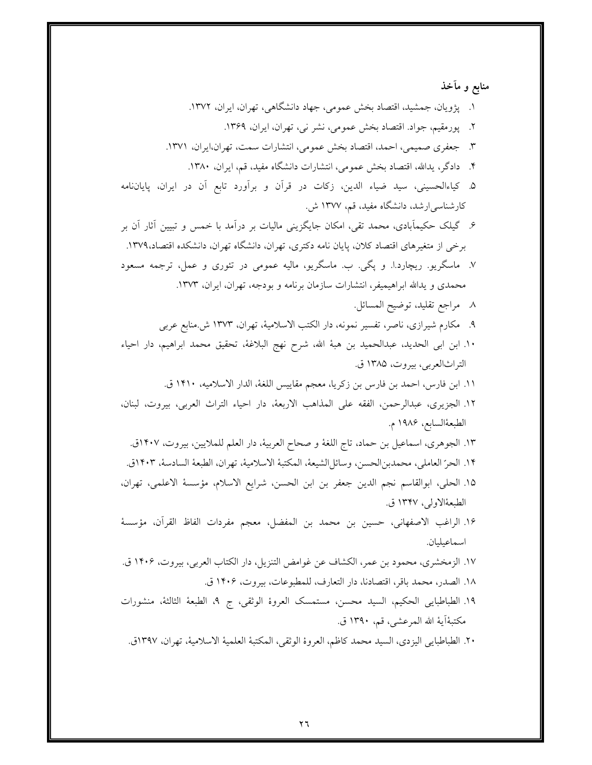## منابع و مآخذ

۱. پژویان، جمشید، اقتصاد بخش عمومی، جهاد دانشگاهی، تهران، ایران، ۱۳۷۲.

۲. پورمقیم، جواد. اقتصاد بخش عمومی، نشر نی، تهران، ایران، ۱۳۶۹.

۳. جعفری صمیمی، احمد، اقتصاد بخش عمومی، انتشارات سمت، تهران،ایران، ۱۳۷۱.

۴. دادگر، یدالله، اقتصاد بخش عمومی، انتشارات دانشگاه مفید، قم، ایران، ۱۳۸۰.

۵. کیاءالحسینی، سید ضیاء الدین، زکات در قرآن و برآورد تابع آن در ایران، پایان‌نامه کارشناسی‌ارشد، دانشگاه مفید، قم، ۱۳۷۷ ش.

۶. گیلک حکیم‌آبادی، محمد تقی، امکان جایگزینی مالیات بر درآمد با خمس و تبیین آثار آن بر برخی از متغیرهای اقتصاد کلان، پایان نامه دکتری، تهران، دانشگاه تهران، دانشکده اقتصاد،۱۳۷۹.

۷. ماسگریو. ریچارد.ا. و پگی. ب. ماسگریو، مالیه عمومی در تئوری و عمل، ترجمه مسعود محمدی و یدالله ابراهیمیفر، انتشارات سازمان برنامه و بودجه، تهران، ایران، ۱۳۷۳.

۸. مراجع تقلید، توضیح المسائل.

۹. مکارم شیرازی، ناصر، تفسیر نمونه، دار الکتب الاسلامیة، تهران، ۱۳۷۳ ش.منابع عربی

۱۰. ابن ابی الحدید، عبدالحمید بن هبة الله، شرح نهج البلاغة، تحقیق محمد ابراهیم، دار احیاء التراث‌العربی، بیروت، ۱۳۸۵ ق.

۱۱. ابن فارس، احمد بن فارس بن زکریا، معجم مقاییس اللغة، الدار الاسلامیه، ۱۴۱۰ ق.

۱۲. الجزیری، عبدالرحمن، الفقه علی المذاهب الاربعة، دار احیاء التراث العربی، بیروت، لبنان، الطبعةالسابع، ۱۹۸۶ م.

۱۳. الجوهری، اسماعیل بن حماد، تاج اللغة و صحاح العربیة، دار العلم للملایین، بیروت، ۱۴۰۷ق.

۱۴. الحرّ العاملی، محمدبن‌الحسن، وسائل‌الشیعة، المکتبة الاسلامیة، تهران، الطبعة السادسة، ۱۴۰۳ق.

۱۵. الحلی، ابوالقاسم نجم الدین جعفر بن ابن الحسن، شرایع الاسلام، مؤسسة الاعلمی، تهران، الطبعةالاولی، ۱۳۴۷ ق.

۱۶. الراغب الاصفهانی، حسین بن محمد بن المفضل، معجم مفردات الفاظ القرآن، مؤسسة اسماعیلیان.

۱۷. الزمخشری، محمود بن عمر، الکشاف عن غوامض التنزیل، دار الکتاب العربی، بیروت، ۱۴۰۶ ق.

۱۸. الصدر، محمد باقر، اقتصادنا، دار التعارف، للمطبوعات، بیروت، ۱۴۰۶ ق.

۱۹. الطباطبایی الحکیم، السید محسن، مستمسک العروة الوثقی، ج ۹، الطبعة الثالثة، منشورات مکتبةآیة الله المرعشی، قم، ۱۳۹۰ ق.

۲۰. الطباطبایی الیزدی، السید محمد کاظم، العروة الوثقی، المکتبة العلمیة الاسلامیة، تهران، ۱۳۹۷ق.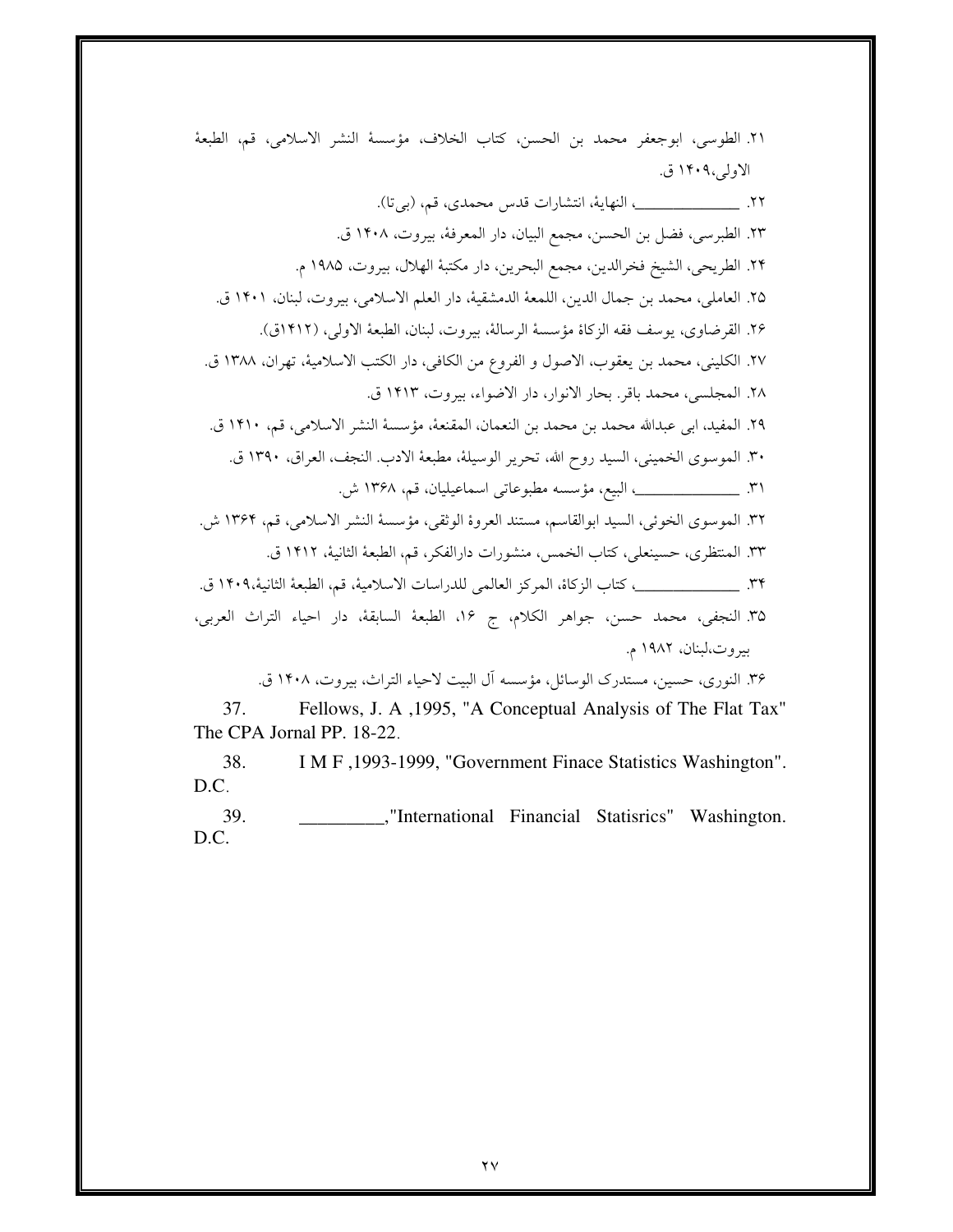۲۱. الطوسی، ابوجعفر محمد بن الحسن، کتاب الخلاف، مؤسسة النشر الاسلامی، قم، الطبعة الاولی،۱۴۰۹ ق.

۲۲. ـــــــــــــــ، النهایة، انتشارات قدس محمدی، قم، (بی‌تا).

۲۳. الطبرسی، فضل بن الحسن، مجمع البیان، دار المعرفة، بیروت، ۱۴۰۸ ق.

۲۴. الطریحی، الشیخ فخرالدین، مجمع البحرین، دار مکتبة الهلال، بیروت، ۱۹۸۵ م.

۲۵. العاملی، محمد بن جمال الدین، اللمعة الدمشقیة، دار العلم الاسلامی، بیروت، لبنان، ۱۴۰۱ ق.

۲۶. القرضاوی، یوسف فقه الزکاة مؤسسة الرسالة، بیروت، لبنان، الطبعة الاولی، (۱۴۱۲ق).

۲۷. الکلینی، محمد بن یعقوب، الاصول و الفروع من الکافی، دار الکتب الاسلامیة، تهران، ۱۳۸۸ ق.

۲۸. المجلسی، محمد باقر. بحار الانوار، دار الاضواء، بیروت، ۱۴۱۳ ق.

۲۹. المفید، ابی عبدالله محمد بن محمد بن النعمان، المقنعة، مؤسسة النشر الاسلامی، قم، ۱۴۱۰ ق.

۳۰. الموسوی الخمینی، السید روح الله، تحریر الوسیلة، مطبعة الادب. النجف، العراق، ۱۳۹۰ ق.

۳۱. ـــــــــــــــ، البیع، مؤسسه مطبوعاتی اسماعیلیان، قم، ۱۳۶۸ ش.

۳۲. الموسوی الخوئی، السید ابوالقاسم، مستند العروة الوثقی، مؤسسة النشر الاسلامی، قم، ۱۳۶۴ ش.

۳۳. المنتظری، حسینعلی، کتاب الخمس، منشورات دارالفکر، قم، الطبعة الثانیة، ۱۴۱۲ ق.

۳۴. ـــــــــــــــ، کتاب الزکاة، المرکز العالمی للدراسات الاسلامیة، قم، الطبعة الثانیة،۱۴۰۹ ق.

۳۵. النجفی، محمد حسن، جواهر الکلام، ج ۱۶، الطبعة السابقة، دار احیاء التراث العربی، بیروت،لبنان، ۱۹۸۲ م.

۳۶. النوری، حسین، مستدرک الوسائل، مؤسسه آل البیت لاحیاء التراث، بیروت، ۱۴۰۸ ق.

37. Fellows, J. A ,1995, "A Conceptual Analysis of The Flat Tax" The CPA Jornal PP. 18-22.

38. I M F ,1993-1999, "Government Finace Statistics Washington". D.C.

39. _________,"International Financial Statisrics" Washington. D.C.